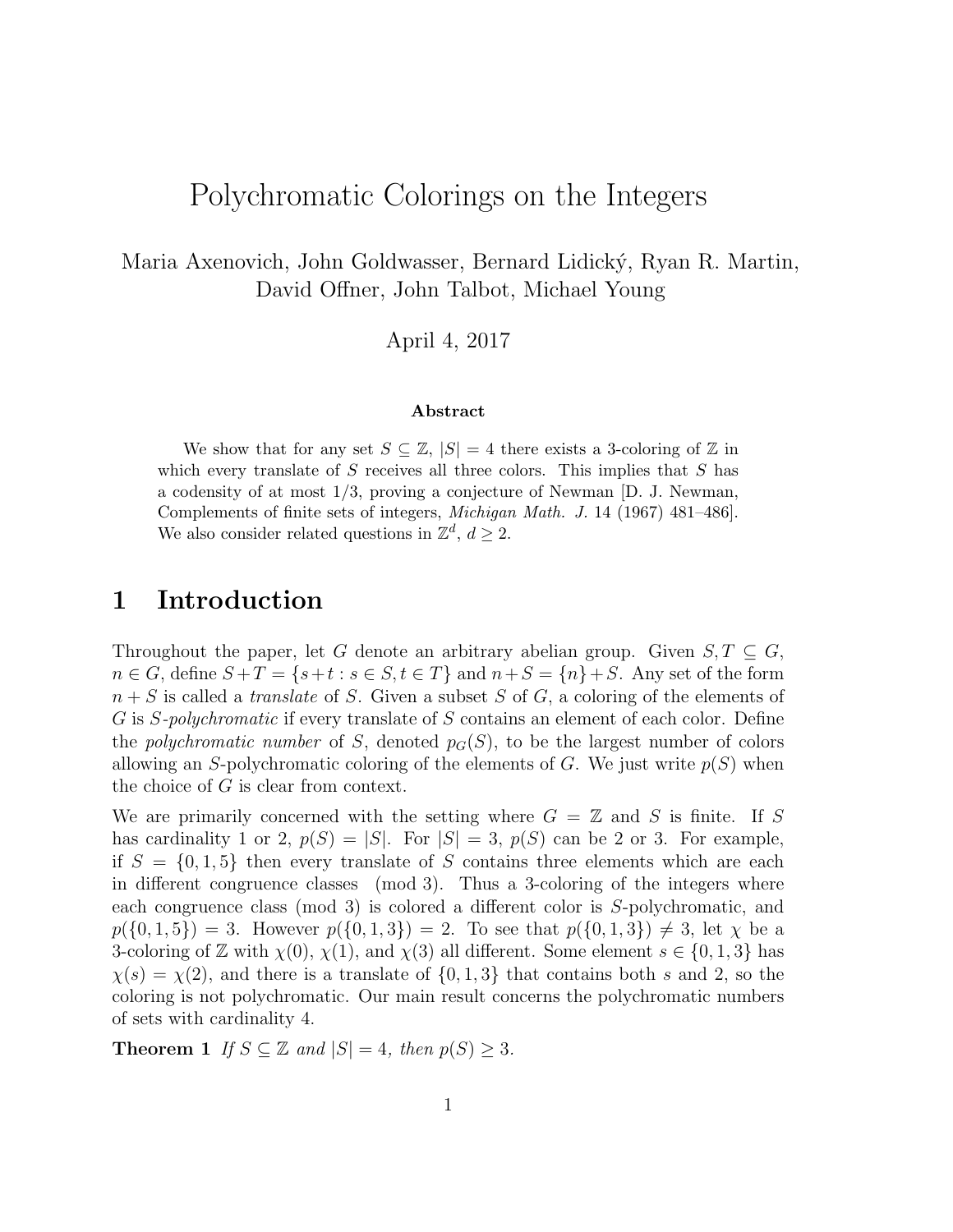# Polychromatic Colorings on the Integers

Maria Axenovich, John Goldwasser, Bernard Lidický, Ryan R. Martin, David Offner, John Talbot, Michael Young

April 4, 2017

### Abstract

We show that for any set $S \subseteq \mathbb{Z}$, $|S| = 4$ there exists a 3-coloring of $\mathbb{Z}$ in which every translate of $S$ receives all three colors. This implies that $S$ has a codensity of at most 1/3, proving a conjecture of Newman [D. J. Newman, Complements of finite sets of integers, *Michigan Math. J.* 14 (1967) 481–486]. We also consider related questions in $\mathbb{Z}^d$, $d \geq 2$.

## 1 Introduction

Throughout the paper, let $G$ denote an arbitrary abelian group. Given $S, T \subseteq G$, $n \in G$, define $S + T = \{s + t : s \in S, t \in T\}$ and $n + S = \{n\} + S$. Any set of the form $n + S$ is called a *translate* of $S$. Given a subset $S$ of $G$, a coloring of the elements of $G$ is $S$*-polychromatic* if every translate of $S$ contains an element of each color. Define the *polychromatic number* of $S$, denoted $p_G(S)$, to be the largest number of colors allowing an $S$-polychromatic coloring of the elements of $G$. We just write $p(S)$ when the choice of $G$ is clear from context.

We are primarily concerned with the setting where $G = \mathbb{Z}$ and $S$ is finite. If $S$ has cardinality 1 or 2, $p(S) = |S|$. For $|S| = 3$, $p(S)$ can be 2 or 3. For example, if $S = \{0, 1, 5\}$ then every translate of $S$ contains three elements which are each in different congruence classes (mod 3). Thus a 3-coloring of the integers where each congruence class (mod 3) is colored a different color is $S$-polychromatic, and $p(\{0, 1, 5\}) = 3$. However $p(\{0, 1, 3\}) = 2$. To see that $p(\{0, 1, 3\}) \neq 3$, let $\chi$ be a 3-coloring of $\mathbb{Z}$ with $\chi(0)$, $\chi(1)$, and $\chi(3)$ all different. Some element $s \in \{0, 1, 3\}$ has $\chi(s) = \chi(2)$, and there is a translate of $\{0, 1, 3\}$ that contains both $s$ and 2, so the coloring is not polychromatic. Our main result concerns the polychromatic numbers of sets with cardinality 4.

**Theorem 1** *If $S \subseteq \mathbb{Z}$ and $|S| = 4$, then $p(S) \geq 3$.*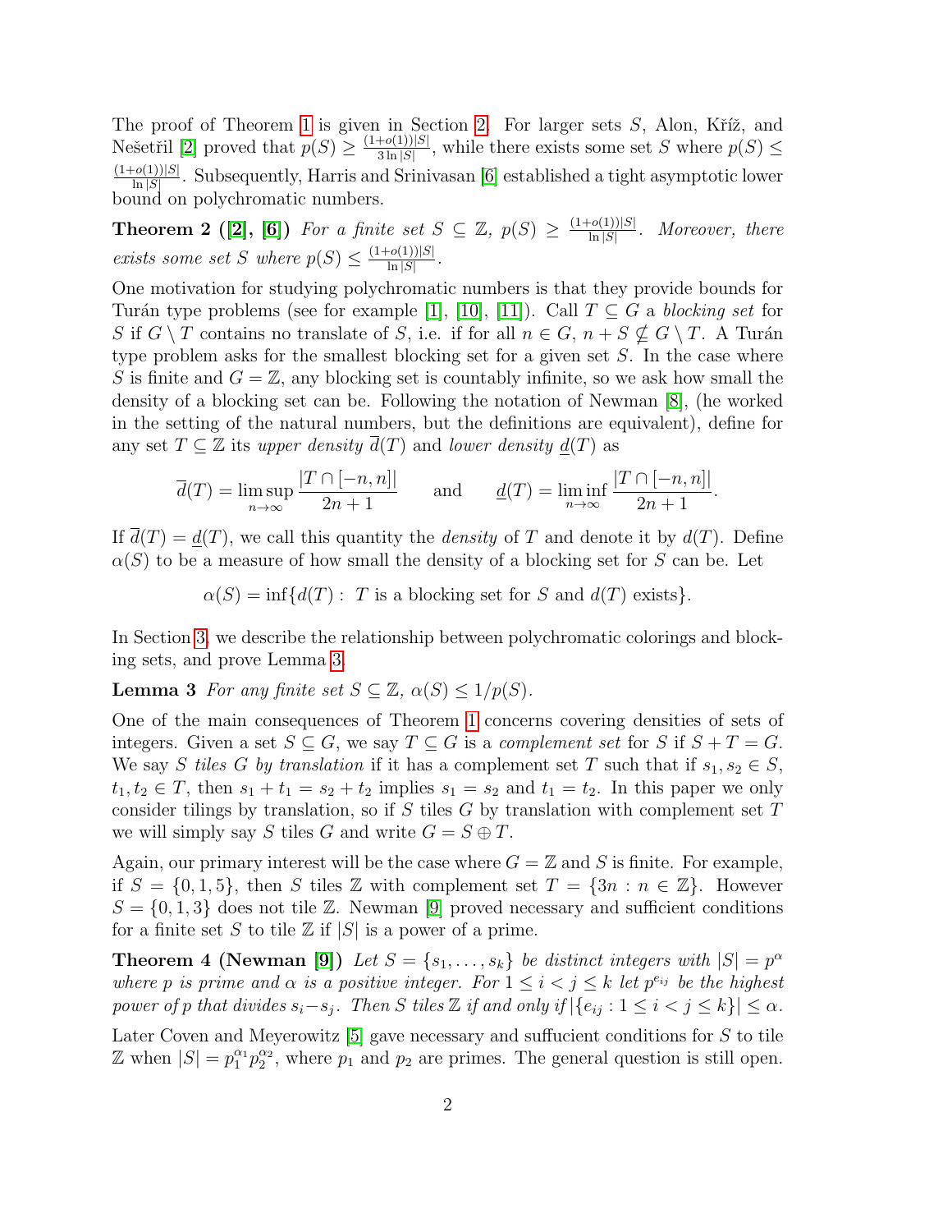The proof of Theorem 1 is given in Section 2. For larger sets $S$, Alon, Kříž, and Nešetřil [2] proved that $p(S) \geq \frac{(1+o(1))|S|}{3\ln|S|}$, while there exists some set $S$ where $p(S) \leq \frac{(1+o(1))|S|}{\ln|S|}$. Subsequently, Harris and Srinivasan [6] established a tight asymptotic lower bound on polychromatic numbers.

**Theorem 2 ([2], [6])** *For a finite set $S \subseteq \mathbb{Z}$, $p(S) \geq \frac{(1+o(1))|S|}{\ln|S|}$. Moreover, there exists some set $S$ where $p(S) \leq \frac{(1+o(1))|S|}{\ln|S|}$.*

One motivation for studying polychromatic numbers is that they provide bounds for Turán type problems (see for example [1], [10], [11]). Call $T \subseteq G$ a *blocking set* for $S$ if $G \setminus T$ contains no translate of $S$, i.e. if for all $n \in G$, $n + S \nsubseteq G \setminus T$. A Turán type problem asks for the smallest blocking set for a given set $S$. In the case where $S$ is finite and $G = \mathbb{Z}$, any blocking set is countably infinite, so we ask how small the density of a blocking set can be. Following the notation of Newman [8], (he worked in the setting of the natural numbers, but the definitions are equivalent), define for any set $T \subseteq \mathbb{Z}$ its *upper density* $\overline{d}(T)$ and *lower density* $\underline{d}(T)$ as

$$\overline{d}(T) = \limsup_{n\to\infty} \frac{|T \cap [-n,n]|}{2n+1} \qquad \text{and} \qquad \underline{d}(T) = \liminf_{n\to\infty} \frac{|T \cap [-n,n]|}{2n+1}.$$

If $\overline{d}(T) = \underline{d}(T)$, we call this quantity the *density* of $T$ and denote it by $d(T)$. Define $\alpha(S)$ to be a measure of how small the density of a blocking set for $S$ can be. Let

$$\alpha(S) = \inf\{d(T) : \ T \text{ is a blocking set for } S \text{ and } d(T) \text{ exists}\}.$$

In Section 3, we describe the relationship between polychromatic colorings and blocking sets, and prove Lemma 3.

**Lemma 3** *For any finite set $S \subseteq \mathbb{Z}$, $\alpha(S) \leq 1/p(S)$.*

One of the main consequences of Theorem 1 concerns covering densities of sets of integers. Given a set $S \subseteq G$, we say $T \subseteq G$ is a *complement set* for $S$ if $S + T = G$. We say $S$ *tiles* $G$ *by translation* if it has a complement set $T$ such that if $s_1, s_2 \in S$, $t_1, t_2 \in T$, then $s_1 + t_1 = s_2 + t_2$ implies $s_1 = s_2$ and $t_1 = t_2$. In this paper we only consider tilings by translation, so if $S$ tiles $G$ by translation with complement set $T$ we will simply say $S$ tiles $G$ and write $G = S \oplus T$.

Again, our primary interest will be the case where $G = \mathbb{Z}$ and $S$ is finite. For example, if $S = \{0, 1, 5\}$, then $S$ tiles $\mathbb{Z}$ with complement set $T = \{3n : n \in \mathbb{Z}\}$. However $S = \{0, 1, 3\}$ does not tile $\mathbb{Z}$. Newman [9] proved necessary and sufficient conditions for a finite set $S$ to tile $\mathbb{Z}$ if $|S|$ is a power of a prime.

**Theorem 4 (Newman [9])** *Let $S = \{s_1, \ldots, s_k\}$ be distinct integers with $|S| = p^\alpha$ where $p$ is prime and $\alpha$ is a positive integer. For $1 \leq i < j \leq k$ let $p^{e_{ij}}$ be the highest power of $p$ that divides $s_i - s_j$. Then $S$ tiles $\mathbb{Z}$ if and only if $|\{e_{ij} : 1 \leq i < j \leq k\}| \leq \alpha$.*

Later Coven and Meyerowitz [5] gave necessary and suffucient conditions for $S$ to tile $\mathbb{Z}$ when $|S| = p_1^{\alpha_1} p_2^{\alpha_2}$, where $p_1$ and $p_2$ are primes. The general question is still open.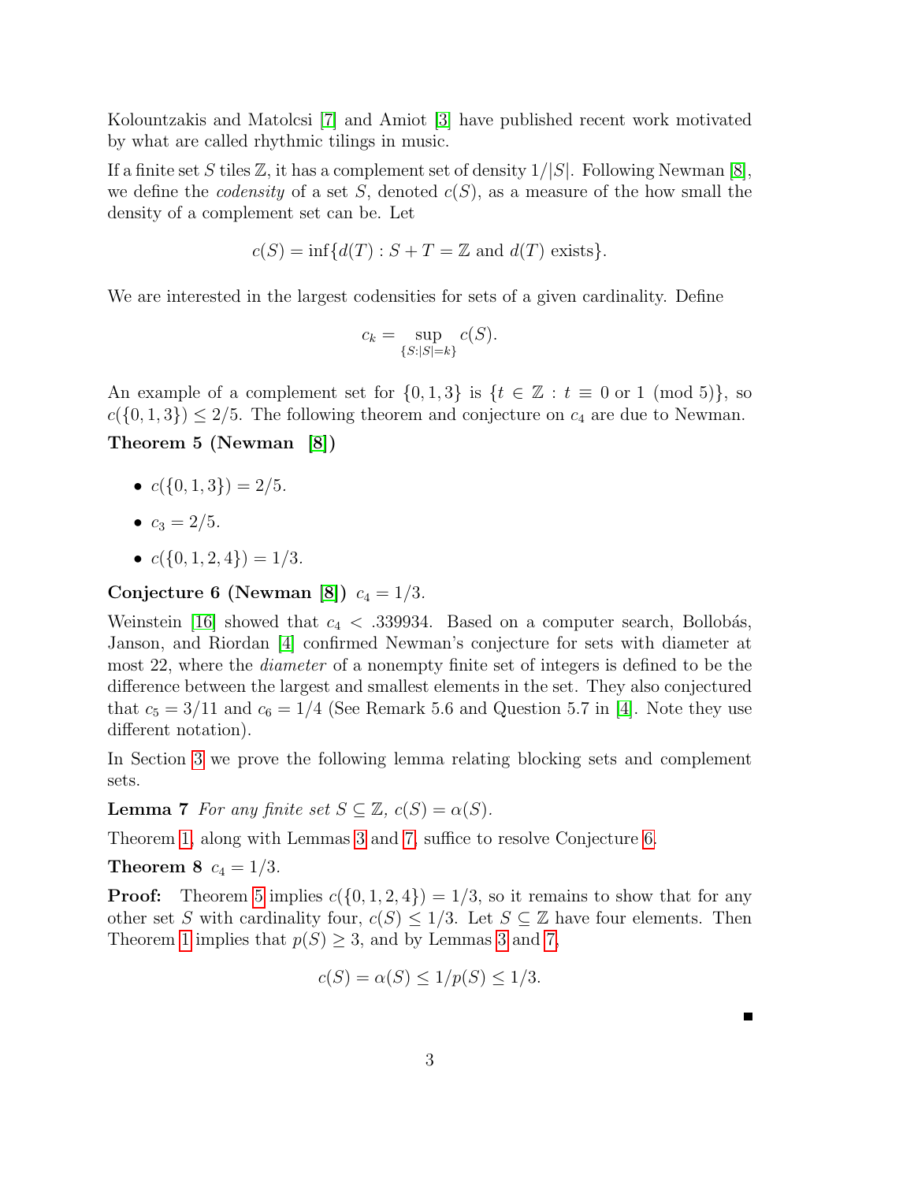Kolountzakis and Matolcsi [7] and Amiot [3] have published recent work motivated by what are called rhythmic tilings in music.

If a finite set $S$ tiles $\mathbb{Z}$, it has a complement set of density $1/|S|$. Following Newman [8], we define the *codensity* of a set $S$, denoted $c(S)$, as a measure of the how small the density of a complement set can be. Let

$$c(S) = \inf\{d(T) : S + T = \mathbb{Z} \text{ and } d(T) \text{ exists}\}.$$

We are interested in the largest codensities for sets of a given cardinality. Define

$$c_k = \sup_{\{S:|S|=k\}} c(S).$$

An example of a complement set for $\{0, 1, 3\}$ is $\{t \in \mathbb{Z} : t \equiv 0 \text{ or } 1 \pmod 5\}$, so $c(\{0, 1, 3\}) \leq 2/5$. The following theorem and conjecture on $c_4$ are due to Newman.

**Theorem 5 (Newman [8])**

- $c(\{0, 1, 3\}) = 2/5$.
- $c_3 = 2/5$.
- $c(\{0, 1, 2, 4\}) = 1/3$.

**Conjecture 6 (Newman [8])** $c_4 = 1/3$.

Weinstein [16] showed that $c_4 < .339934$. Based on a computer search, Bollobás, Janson, and Riordan [4] confirmed Newman's conjecture for sets with diameter at most 22, where the *diameter* of a nonempty finite set of integers is defined to be the difference between the largest and smallest elements in the set. They also conjectured that $c_5 = 3/11$ and $c_6 = 1/4$ (See Remark 5.6 and Question 5.7 in [4]. Note they use different notation).

In Section 3 we prove the following lemma relating blocking sets and complement sets.

**Lemma 7** *For any finite set $S \subseteq \mathbb{Z}$, $c(S) = \alpha(S)$.*

Theorem 1, along with Lemmas 3 and 7, suffice to resolve Conjecture 6.

**Theorem 8** $c_4 = 1/3$.

**Proof:** Theorem 5 implies $c(\{0, 1, 2, 4\}) = 1/3$, so it remains to show that for any other set $S$ with cardinality four, $c(S) \leq 1/3$. Let $S \subseteq \mathbb{Z}$ have four elements. Then Theorem 1 implies that $p(S) \geq 3$, and by Lemmas 3 and 7,

$$c(S) = \alpha(S) \leq 1/p(S) \leq 1/3.$$

■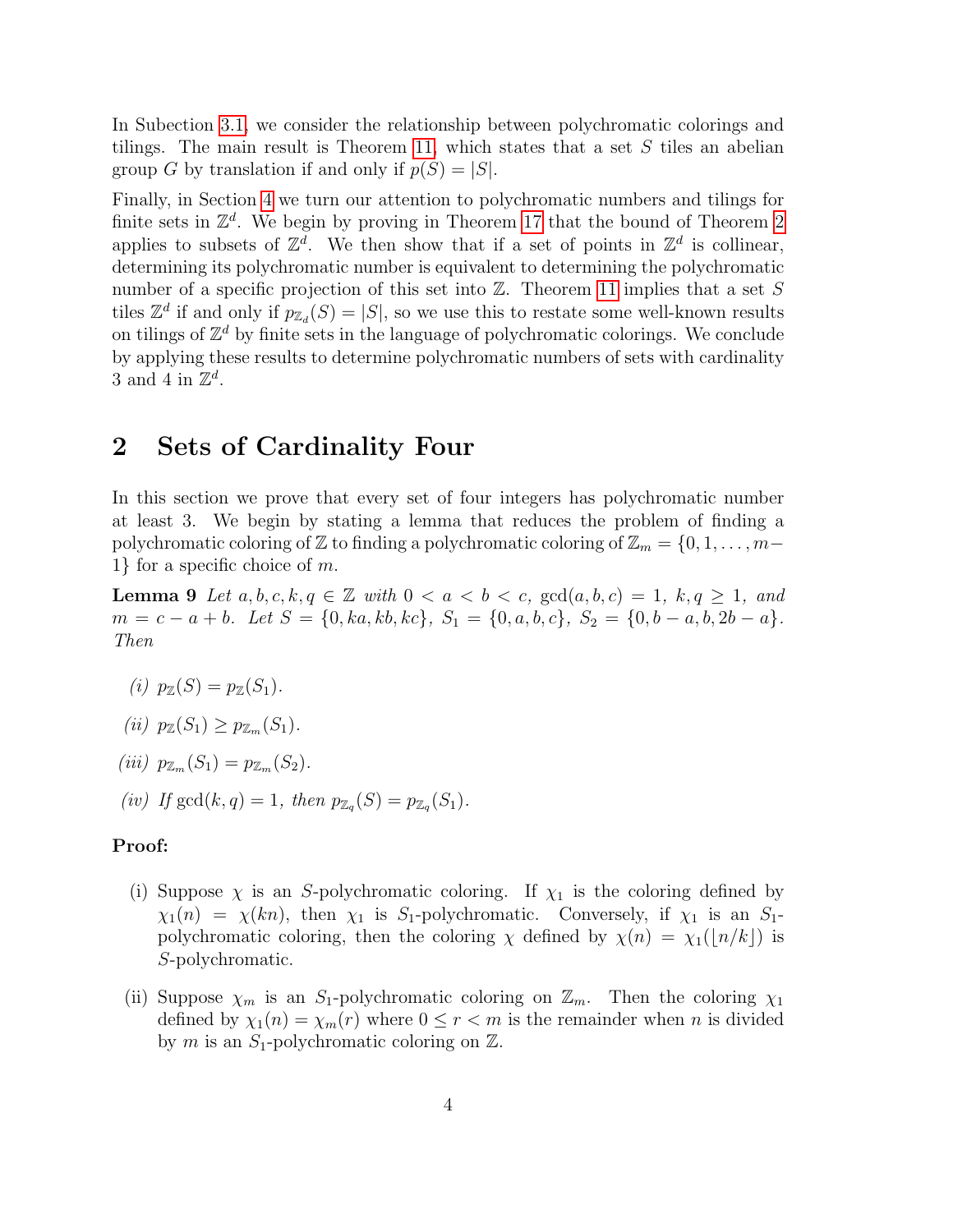In Subection 3.1, we consider the relationship between polychromatic colorings and tilings. The main result is Theorem 11, which states that a set $S$ tiles an abelian group $G$ by translation if and only if $p(S) = |S|$.

Finally, in Section 4 we turn our attention to polychromatic numbers and tilings for finite sets in $\mathbb{Z}^d$. We begin by proving in Theorem 17 that the bound of Theorem 2 applies to subsets of $\mathbb{Z}^d$. We then show that if a set of points in $\mathbb{Z}^d$ is collinear, determining its polychromatic number is equivalent to determining the polychromatic number of a specific projection of this set into $\mathbb{Z}$. Theorem 11 implies that a set $S$ tiles $\mathbb{Z}^d$ if and only if $p_{\mathbb{Z}_d}(S) = |S|$, so we use this to restate some well-known results on tilings of $\mathbb{Z}^d$ by finite sets in the language of polychromatic colorings. We conclude by applying these results to determine polychromatic numbers of sets with cardinality 3 and 4 in $\mathbb{Z}^d$.

## 2 Sets of Cardinality Four

In this section we prove that every set of four integers has polychromatic number at least 3. We begin by stating a lemma that reduces the problem of finding a polychromatic coloring of $\mathbb{Z}$ to finding a polychromatic coloring of $\mathbb{Z}_m = \{0, 1, \ldots, m-1\}$ for a specific choice of $m$.

**Lemma 9** *Let $a, b, c, k, q \in \mathbb{Z}$ with $0 < a < b < c$, $\gcd(a, b, c) = 1$, $k, q \geq 1$, and $m = c - a + b$. Let $S = \{0, ka, kb, kc\}$, $S_1 = \{0, a, b, c\}$, $S_2 = \{0, b - a, b, 2b - a\}$. Then*

*(i)* $p_{\mathbb{Z}}(S) = p_{\mathbb{Z}}(S_1)$.

*(ii)* $p_{\mathbb{Z}}(S_1) \geq p_{\mathbb{Z}_m}(S_1)$.

*(iii)* $p_{\mathbb{Z}_m}(S_1) = p_{\mathbb{Z}_m}(S_2)$.

*(iv) If* $\gcd(k, q) = 1$*, then* $p_{\mathbb{Z}_q}(S) = p_{\mathbb{Z}_q}(S_1)$.

**Proof:**

(i) Suppose $\chi$ is an $S$-polychromatic coloring. If $\chi_1$ is the coloring defined by $\chi_1(n) = \chi(kn)$, then $\chi_1$ is $S_1$-polychromatic. Conversely, if $\chi_1$ is an $S_1$-polychromatic coloring, then the coloring $\chi$ defined by $\chi(n) = \chi_1(\lfloor n/k \rfloor)$ is $S$-polychromatic.

(ii) Suppose $\chi_m$ is an $S_1$-polychromatic coloring on $\mathbb{Z}_m$. Then the coloring $\chi_1$ defined by $\chi_1(n) = \chi_m(r)$ where $0 \leq r < m$ is the remainder when $n$ is divided by $m$ is an $S_1$-polychromatic coloring on $\mathbb{Z}$.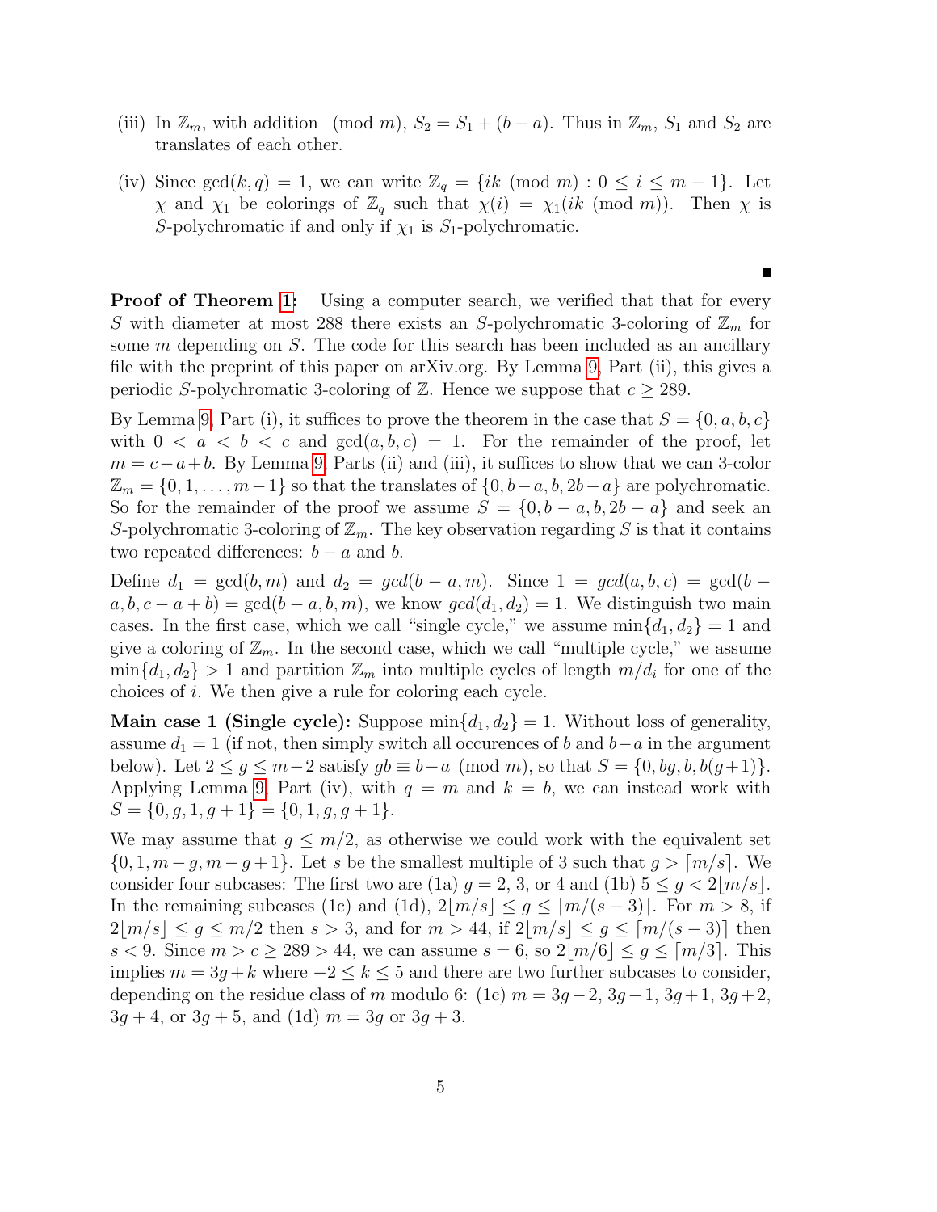(iii) In $\mathbb{Z}_m$, with addition $\pmod m$, $S_2 = S_1 + (b-a)$. Thus in $\mathbb{Z}_m$, $S_1$ and $S_2$ are translates of each other.

(iv) Since $\gcd(k,q) = 1$, we can write $\mathbb{Z}_q = \{ik \pmod m : 0 \le i \le m-1\}$. Let $\chi$ and $\chi_1$ be colorings of $\mathbb{Z}_q$ such that $\chi(i) = \chi_1(ik \pmod m)$. Then $\chi$ is $S$-polychromatic if and only if $\chi_1$ is $S_1$-polychromatic.

■

**Proof of Theorem 1:** Using a computer search, we verified that that for every $S$ with diameter at most 288 there exists an $S$-polychromatic 3-coloring of $\mathbb{Z}_m$ for some $m$ depending on $S$. The code for this search has been included as an ancillary file with the preprint of this paper on arXiv.org. By Lemma 9, Part (ii), this gives a periodic $S$-polychromatic 3-coloring of $\mathbb{Z}$. Hence we suppose that $c \ge 289$.

By Lemma 9, Part (i), it suffices to prove the theorem in the case that $S = \{0, a, b, c\}$ with $0 < a < b < c$ and $\gcd(a,b,c) = 1$. For the remainder of the proof, let $m = c - a + b$. By Lemma 9, Parts (ii) and (iii), it suffices to show that we can 3-color $\mathbb{Z}_m = \{0, 1, \dots, m-1\}$ so that the translates of $\{0, b-a, b, 2b-a\}$ are polychromatic. So for the remainder of the proof we assume $S = \{0, b-a, b, 2b-a\}$ and seek an $S$-polychromatic 3-coloring of $\mathbb{Z}_m$. The key observation regarding $S$ is that it contains two repeated differences: $b-a$ and $b$.

Define $d_1 = \gcd(b,m)$ and $d_2 = gcd(b-a,m)$. Since $1 = gcd(a,b,c) = \gcd(b-a, b, c-a+b) = \gcd(b-a, b, m)$, we know $gcd(d_1, d_2) = 1$. We distinguish two main cases. In the first case, which we call "single cycle," we assume $\min\{d_1, d_2\} = 1$ and give a coloring of $\mathbb{Z}_m$. In the second case, which we call "multiple cycle," we assume $\min\{d_1, d_2\} > 1$ and partition $\mathbb{Z}_m$ into multiple cycles of length $m/d_i$ for one of the choices of $i$. We then give a rule for coloring each cycle.

**Main case 1 (Single cycle):** Suppose $\min\{d_1, d_2\} = 1$. Without loss of generality, assume $d_1 = 1$ (if not, then simply switch all occurences of $b$ and $b-a$ in the argument below). Let $2 \le g \le m-2$ satisfy $gb \equiv b - a \pmod m$, so that $S = \{0, bg, b, b(g+1)\}$. Applying Lemma 9, Part (iv), with $q = m$ and $k = b$, we can instead work with $S = \{0, g, 1, g+1\} = \{0, 1, g, g+1\}$.

We may assume that $g \le m/2$, as otherwise we could work with the equivalent set $\{0, 1, m-g, m-g+1\}$. Let $s$ be the smallest multiple of 3 such that $g > \lceil m/s \rceil$. We consider four subcases: The first two are (1a) $g = 2$, 3, or 4 and (1b) $5 \le g < 2\lfloor m/s \rfloor$. In the remaining subcases (1c) and (1d), $2\lfloor m/s \rfloor \le g \le \lceil m/(s-3) \rceil$. For $m > 8$, if $2\lfloor m/s \rfloor \le g \le m/2$ then $s > 3$, and for $m > 44$, if $2\lfloor m/s \rfloor \le g \le \lceil m/(s-3) \rceil$ then $s < 9$. Since $m > c \ge 289 > 44$, we can assume $s = 6$, so $2\lfloor m/6 \rfloor \le g \le \lceil m/3 \rceil$. This implies $m = 3g + k$ where $-2 \le k \le 5$ and there are two further subcases to consider, depending on the residue class of $m$ modulo 6: (1c) $m = 3g-2$, $3g-1$, $3g+1$, $3g+2$, $3g+4$, or $3g+5$, and (1d) $m = 3g$ or $3g+3$.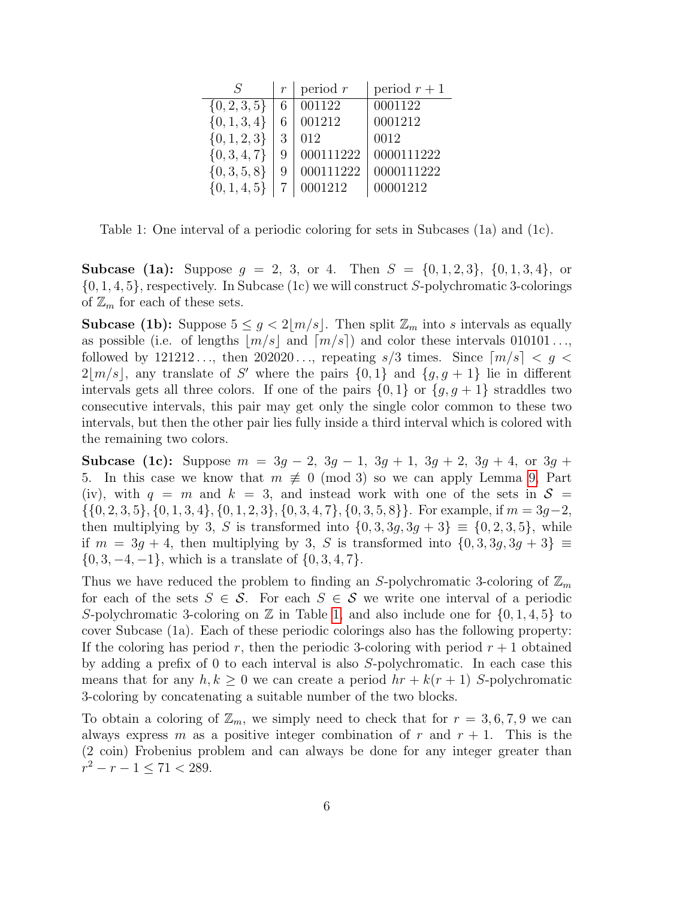| $S$ | $r$ | period $r$ | period $r+1$ |
|---|---|---|---|
| $\{0,2,3,5\}$ | 6 | 001122 | 0001122 |
| $\{0,1,3,4\}$ | 6 | 001212 | 0001212 |
| $\{0,1,2,3\}$ | 3 | 012 | 0012 |
| $\{0,3,4,7\}$ | 9 | 000111222 | 0000111222 |
| $\{0,3,5,8\}$ | 9 | 000111222 | 0000111222 |
| $\{0,1,4,5\}$ | 7 | 0001212 | 00001212 |

Table 1: One interval of a periodic coloring for sets in Subcases (1a) and (1c).

**Subcase (1a):** Suppose $g = 2$, 3, or 4. Then $S = \{0,1,2,3\}$, $\{0,1,3,4\}$, or $\{0,1,4,5\}$, respectively. In Subcase (1c) we will construct $S$-polychromatic 3-colorings of $\mathbb{Z}_m$ for each of these sets.

**Subcase (1b):** Suppose $5 \le g < 2\lfloor m/s \rfloor$. Then split $\mathbb{Z}_m$ into $s$ intervals as equally as possible (i.e. of lengths $\lfloor m/s \rfloor$ and $\lceil m/s \rceil$) and color these intervals $010101\ldots$, followed by $121212\ldots$, then $202020\ldots$, repeating $s/3$ times. Since $\lceil m/s \rceil < g < 2\lfloor m/s \rfloor$, any translate of $S'$ where the pairs $\{0,1\}$ and $\{g, g+1\}$ lie in different intervals gets all three colors. If one of the pairs $\{0,1\}$ or $\{g, g+1\}$ straddles two consecutive intervals, this pair may get only the single color common to these two intervals, but then the other pair lies fully inside a third interval which is colored with the remaining two colors.

**Subcase (1c):** Suppose $m = 3g-2$, $3g-1$, $3g+1$, $3g+2$, $3g+4$, or $3g+5$. In this case we know that $m \not\equiv 0 \pmod 3$ so we can apply Lemma 9, Part (iv), with $q = m$ and $k = 3$, and instead work with one of the sets in $\mathcal{S} = \{\{0,2,3,5\}, \{0,1,3,4\}, \{0,1,2,3\}, \{0,3,4,7\}, \{0,3,5,8\}\}$. For example, if $m = 3g-2$, then multiplying by 3, $S$ is transformed into $\{0,3,3g,3g+3\} \equiv \{0,2,3,5\}$, while if $m = 3g+4$, then multiplying by 3, $S$ is transformed into $\{0,3,3g,3g+3\} \equiv \{0,3,-4,-1\}$, which is a translate of $\{0,3,4,7\}$.

Thus we have reduced the problem to finding an $S$-polychromatic 3-coloring of $\mathbb{Z}_m$ for each of the sets $S \in \mathcal{S}$. For each $S \in \mathcal{S}$ we write one interval of a periodic $S$-polychromatic 3-coloring on $\mathbb{Z}$ in Table 1, and also include one for $\{0,1,4,5\}$ to cover Subcase (1a). Each of these periodic colorings also has the following property: If the coloring has period $r$, then the periodic 3-coloring with period $r+1$ obtained by adding a prefix of 0 to each interval is also $S$-polychromatic. In each case this means that for any $h, k \ge 0$ we can create a period $hr + k(r+1)$ $S$-polychromatic 3-coloring by concatenating a suitable number of the two blocks.

To obtain a coloring of $\mathbb{Z}_m$, we simply need to check that for $r = 3,6,7,9$ we can always express $m$ as a positive integer combination of $r$ and $r+1$. This is the (2 coin) Frobenius problem and can always be done for any integer greater than $r^2 - r - 1 \le 71 < 289$.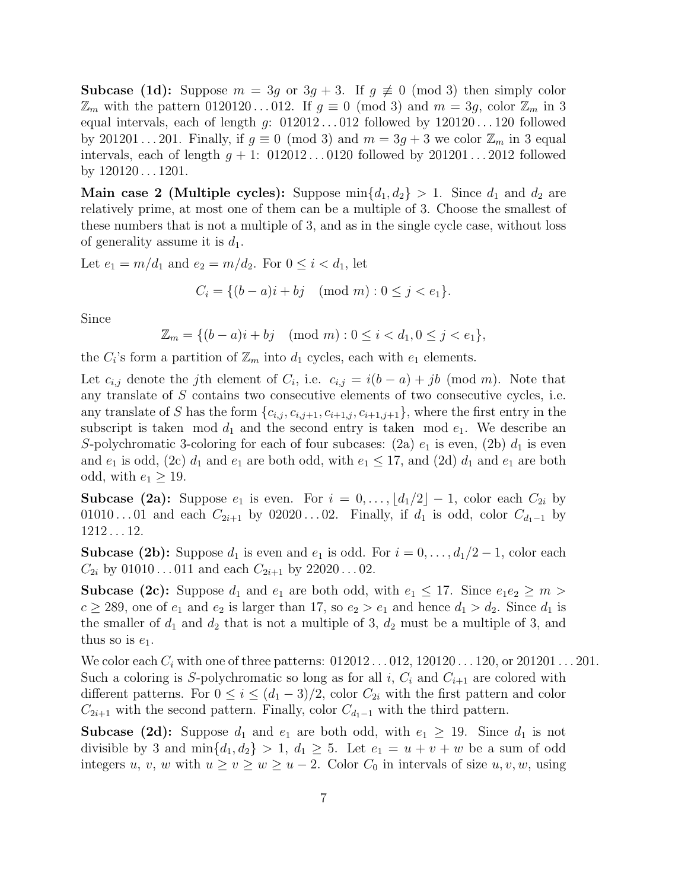**Subcase (1d):** Suppose $m = 3g$ or $3g + 3$. If $g \not\equiv 0 \pmod 3$ then simply color $\mathbb{Z}_m$ with the pattern $0120120\ldots012$. If $g \equiv 0 \pmod 3$ and $m = 3g$, color $\mathbb{Z}_m$ in 3 equal intervals, each of length $g$: $012012\ldots012$ followed by $120120\ldots120$ followed by $201201\ldots201$. Finally, if $g \equiv 0 \pmod 3$ and $m = 3g + 3$ we color $\mathbb{Z}_m$ in 3 equal intervals, each of length $g + 1$: $012012\ldots0120$ followed by $201201\ldots2012$ followed by $120120\ldots1201$.

**Main case 2 (Multiple cycles):** Suppose $\min\{d_1, d_2\} > 1$. Since $d_1$ and $d_2$ are relatively prime, at most one of them can be a multiple of 3. Choose the smallest of these numbers that is not a multiple of 3, and as in the single cycle case, without loss of generality assume it is $d_1$.

Let $e_1 = m/d_1$ and $e_2 = m/d_2$. For $0 \leq i < d_1$, let

$$C_i = \{(b-a)i + bj \pmod m) : 0 \leq j < e_1\}.$$

Since

$$\mathbb{Z}_m = \{(b-a)i + bj \pmod m) : 0 \leq i < d_1, 0 \leq j < e_1\},$$

the $C_i$'s form a partition of $\mathbb{Z}_m$ into $d_1$ cycles, each with $e_1$ elements.

Let $c_{i,j}$ denote the $j$th element of $C_i$, i.e. $c_{i,j} = i(b-a) + jb \pmod m$. Note that any translate of $S$ contains two consecutive elements of two consecutive cycles, i.e. any translate of $S$ has the form $\{c_{i,j}, c_{i,j+1}, c_{i+1,j}, c_{i+1,j+1}\}$, where the first entry in the subscript is taken $\bmod d_1$ and the second entry is taken $\bmod e_1$. We describe an $S$-polychromatic 3-coloring for each of four subcases: (2a) $e_1$ is even, (2b) $d_1$ is even and $e_1$ is odd, (2c) $d_1$ and $e_1$ are both odd, with $e_1 \leq 17$, and (2d) $d_1$ and $e_1$ are both odd, with $e_1 \geq 19$.

**Subcase (2a):** Suppose $e_1$ is even. For $i = 0, \ldots, \lfloor d_1/2 \rfloor - 1$, color each $C_{2i}$ by $01010\ldots01$ and each $C_{2i+1}$ by $02020\ldots02$. Finally, if $d_1$ is odd, color $C_{d_1-1}$ by $1212\ldots12$.

**Subcase (2b):** Suppose $d_1$ is even and $e_1$ is odd. For $i = 0, \ldots, d_1/2 - 1$, color each $C_{2i}$ by $01010\ldots011$ and each $C_{2i+1}$ by $22020\ldots02$.

**Subcase (2c):** Suppose $d_1$ and $e_1$ are both odd, with $e_1 \leq 17$. Since $e_1 e_2 \geq m > c \geq 289$, one of $e_1$ and $e_2$ is larger than 17, so $e_2 > e_1$ and hence $d_1 > d_2$. Since $d_1$ is the smaller of $d_1$ and $d_2$ that is not a multiple of 3, $d_2$ must be a multiple of 3, and thus so is $e_1$.

We color each $C_i$ with one of three patterns: $012012\ldots012$, $120120\ldots120$, or $201201\ldots201$. Such a coloring is $S$-polychromatic so long as for all $i$, $C_i$ and $C_{i+1}$ are colored with different patterns. For $0 \leq i \leq (d_1 - 3)/2$, color $C_{2i}$ with the first pattern and color $C_{2i+1}$ with the second pattern. Finally, color $C_{d_1-1}$ with the third pattern.

**Subcase (2d):** Suppose $d_1$ and $e_1$ are both odd, with $e_1 \geq 19$. Since $d_1$ is not divisible by 3 and $\min\{d_1, d_2\} > 1$, $d_1 \geq 5$. Let $e_1 = u + v + w$ be a sum of odd integers $u$, $v$, $w$ with $u \geq v \geq w \geq u - 2$. Color $C_0$ in intervals of size $u, v, w$, using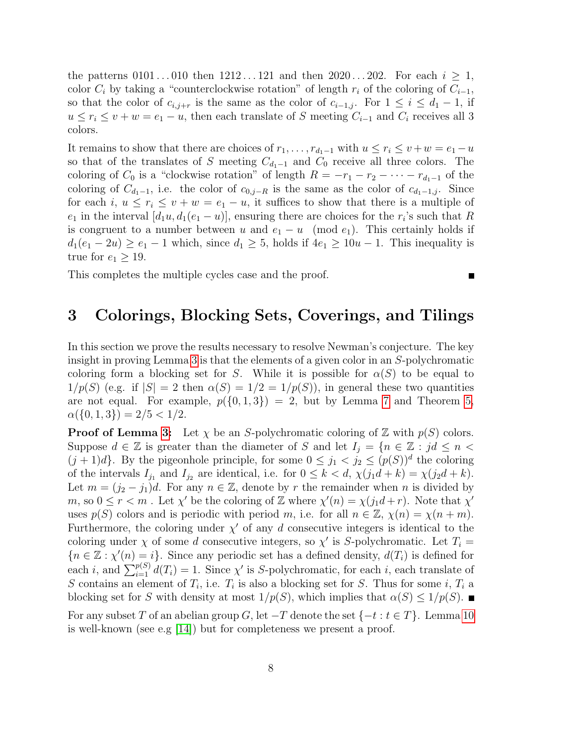the patterns $0101\ldots010$ then $1212\ldots121$ and then $2020\ldots202$. For each $i \geq 1$, color $C_i$ by taking a "counterclockwise rotation" of length $r_i$ of the coloring of $C_{i-1}$, so that the color of $c_{i,j+r}$ is the same as the color of $c_{i-1,j}$. For $1 \leq i \leq d_1 - 1$, if $u \leq r_i \leq v + w = e_1 - u$, then each translate of $S$ meeting $C_{i-1}$ and $C_i$ receives all 3 colors.

It remains to show that there are choices of $r_1, \ldots, r_{d_1-1}$ with $u \leq r_i \leq v+w = e_1 - u$ so that of the translates of $S$ meeting $C_{d_1-1}$ and $C_0$ receive all three colors. The coloring of $C_0$ is a "clockwise rotation" of length $R = -r_1 - r_2 - \cdots - r_{d_1-1}$ of the coloring of $C_{d_1-1}$, i.e. the color of $c_{0,j-R}$ is the same as the color of $c_{d_1-1,j}$. Since for each $i$, $u \leq r_i \leq v + w = e_1 - u$, it suffices to show that there is a multiple of $e_1$ in the interval $[d_1 u, d_1(e_1 - u)]$, ensuring there are choices for the $r_i$'s such that $R$ is congruent to a number between $u$ and $e_1 - u \pmod{e_1}$. This certainly holds if $d_1(e_1 - 2u) \geq e_1 - 1$ which, since $d_1 \geq 5$, holds if $4e_1 \geq 10u - 1$. This inequality is true for $e_1 \geq 19$.

This completes the multiple cycles case and the proof. ■

# 3 Colorings, Blocking Sets, Coverings, and Tilings

In this section we prove the results necessary to resolve Newman's conjecture. The key insight in proving Lemma 3 is that the elements of a given color in an $S$-polychromatic coloring form a blocking set for $S$. While it is possible for $\alpha(S)$ to be equal to $1/p(S)$ (e.g. if $|S| = 2$ then $\alpha(S) = 1/2 = 1/p(S)$), in general these two quantities are not equal. For example, $p(\{0, 1, 3\}) = 2$, but by Lemma 7 and Theorem 5, $\alpha(\{0, 1, 3\}) = 2/5 < 1/2$.

**Proof of Lemma 3:** Let $\chi$ be an $S$-polychromatic coloring of $\mathbb{Z}$ with $p(S)$ colors. Suppose $d \in \mathbb{Z}$ is greater than the diameter of $S$ and let $I_j = \{n \in \mathbb{Z} : jd \leq n < (j+1)d\}$. By the pigeonhole principle, for some $0 \leq j_1 < j_2 \leq (p(S))^d$ the coloring of the intervals $I_{j_1}$ and $I_{j_2}$ are identical, i.e. for $0 \leq k < d$, $\chi(j_1 d + k) = \chi(j_2 d + k)$. Let $m = (j_2 - j_1)d$. For any $n \in \mathbb{Z}$, denote by $r$ the remainder when $n$ is divided by $m$, so $0 \leq r < m$ . Let $\chi'$ be the coloring of $\mathbb{Z}$ where $\chi'(n) = \chi(j_1 d + r)$. Note that $\chi'$ uses $p(S)$ colors and is periodic with period $m$, i.e. for all $n \in \mathbb{Z}$, $\chi(n) = \chi(n + m)$. Furthermore, the coloring under $\chi'$ of any $d$ consecutive integers is identical to the coloring under $\chi$ of some $d$ consecutive integers, so $\chi'$ is $S$-polychromatic. Let $T_i = \{n \in \mathbb{Z} : \chi'(n) = i\}$. Since any periodic set has a defined density, $d(T_i)$ is defined for each $i$, and $\sum_{i=1}^{p(S)} d(T_i) = 1$. Since $\chi'$ is $S$-polychromatic, for each $i$, each translate of $S$ contains an element of $T_i$, i.e. $T_i$ is also a blocking set for $S$. Thus for some $i$, $T_i$ a blocking set for $S$ with density at most $1/p(S)$, which implies that $\alpha(S) \leq 1/p(S)$. ■

For any subset $T$ of an abelian group $G$, let $-T$ denote the set $\{-t : t \in T\}$. Lemma 10 is well-known (see e.g [14]) but for completeness we present a proof.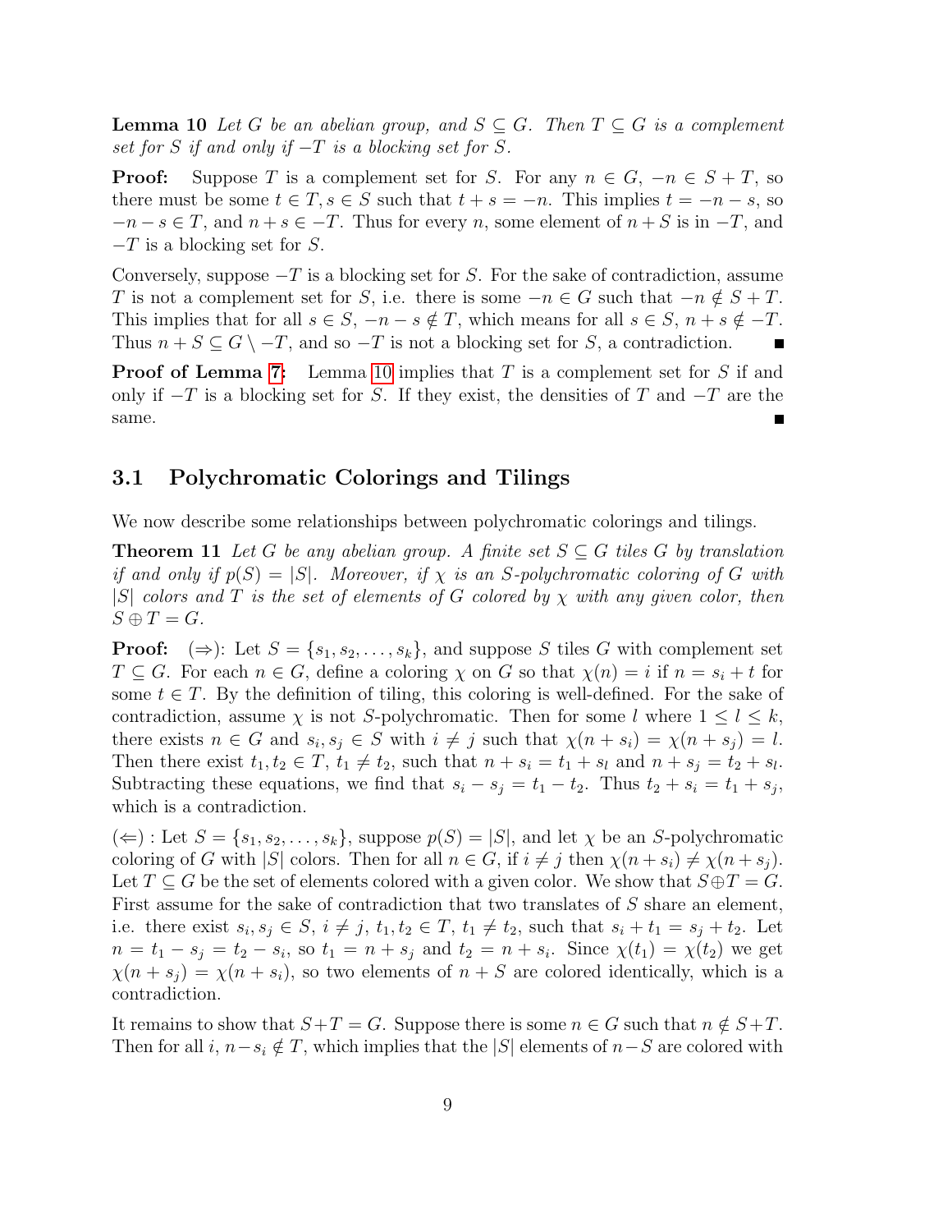**Lemma 10** *Let $G$ be an abelian group, and $S \subseteq G$. Then $T \subseteq G$ is a complement set for $S$ if and only if $-T$ is a blocking set for $S$.*

**Proof:** Suppose $T$ is a complement set for $S$. For any $n \in G$, $-n \in S + T$, so there must be some $t \in T, s \in S$ such that $t + s = -n$. This implies $t = -n - s$, so $-n - s \in T$, and $n + s \in -T$. Thus for every $n$, some element of $n + S$ is in $-T$, and $-T$ is a blocking set for $S$.

Conversely, suppose $-T$ is a blocking set for $S$. For the sake of contradiction, assume $T$ is not a complement set for $S$, i.e. there is some $-n \in G$ such that $-n \notin S + T$. This implies that for all $s \in S$, $-n - s \notin T$, which means for all $s \in S$, $n + s \notin -T$. Thus $n + S \subseteq G \setminus -T$, and so $-T$ is not a blocking set for $S$, a contradiction. ∎

**Proof of Lemma 7:** Lemma 10 implies that $T$ is a complement set for $S$ if and only if $-T$ is a blocking set for $S$. If they exist, the densities of $T$ and $-T$ are the same. ∎

## 3.1 Polychromatic Colorings and Tilings

We now describe some relationships between polychromatic colorings and tilings.

**Theorem 11** *Let $G$ be any abelian group. A finite set $S \subseteq G$ tiles $G$ by translation if and only if $p(S) = |S|$. Moreover, if $\chi$ is an $S$-polychromatic coloring of $G$ with $|S|$ colors and $T$ is the set of elements of $G$ colored by $\chi$ with any given color, then $S \oplus T = G$.*

**Proof:** ($\Rightarrow$): Let $S = \{s_1, s_2, \ldots, s_k\}$, and suppose $S$ tiles $G$ with complement set $T \subseteq G$. For each $n \in G$, define a coloring $\chi$ on $G$ so that $\chi(n) = i$ if $n = s_i + t$ for some $t \in T$. By the definition of tiling, this coloring is well-defined. For the sake of contradiction, assume $\chi$ is not $S$-polychromatic. Then for some $l$ where $1 \leq l \leq k$, there exists $n \in G$ and $s_i, s_j \in S$ with $i \neq j$ such that $\chi(n + s_i) = \chi(n + s_j) = l$. Then there exist $t_1, t_2 \in T$, $t_1 \neq t_2$, such that $n + s_i = t_1 + s_l$ and $n + s_j = t_2 + s_l$. Subtracting these equations, we find that $s_i - s_j = t_1 - t_2$. Thus $t_2 + s_i = t_1 + s_j$, which is a contradiction.

($\Leftarrow$) : Let $S = \{s_1, s_2, \ldots, s_k\}$, suppose $p(S) = |S|$, and let $\chi$ be an $S$-polychromatic coloring of $G$ with $|S|$ colors. Then for all $n \in G$, if $i \neq j$ then $\chi(n + s_i) \neq \chi(n + s_j)$. Let $T \subseteq G$ be the set of elements colored with a given color. We show that $S \oplus T = G$. First assume for the sake of contradiction that two translates of $S$ share an element, i.e. there exist $s_i, s_j \in S$, $i \neq j$, $t_1, t_2 \in T$, $t_1 \neq t_2$, such that $s_i + t_1 = s_j + t_2$. Let $n = t_1 - s_j = t_2 - s_i$, so $t_1 = n + s_j$ and $t_2 = n + s_i$. Since $\chi(t_1) = \chi(t_2)$ we get $\chi(n + s_j) = \chi(n + s_i)$, so two elements of $n + S$ are colored identically, which is a contradiction.

It remains to show that $S + T = G$. Suppose there is some $n \in G$ such that $n \notin S + T$. Then for all $i$, $n - s_i \notin T$, which implies that the $|S|$ elements of $n - S$ are colored with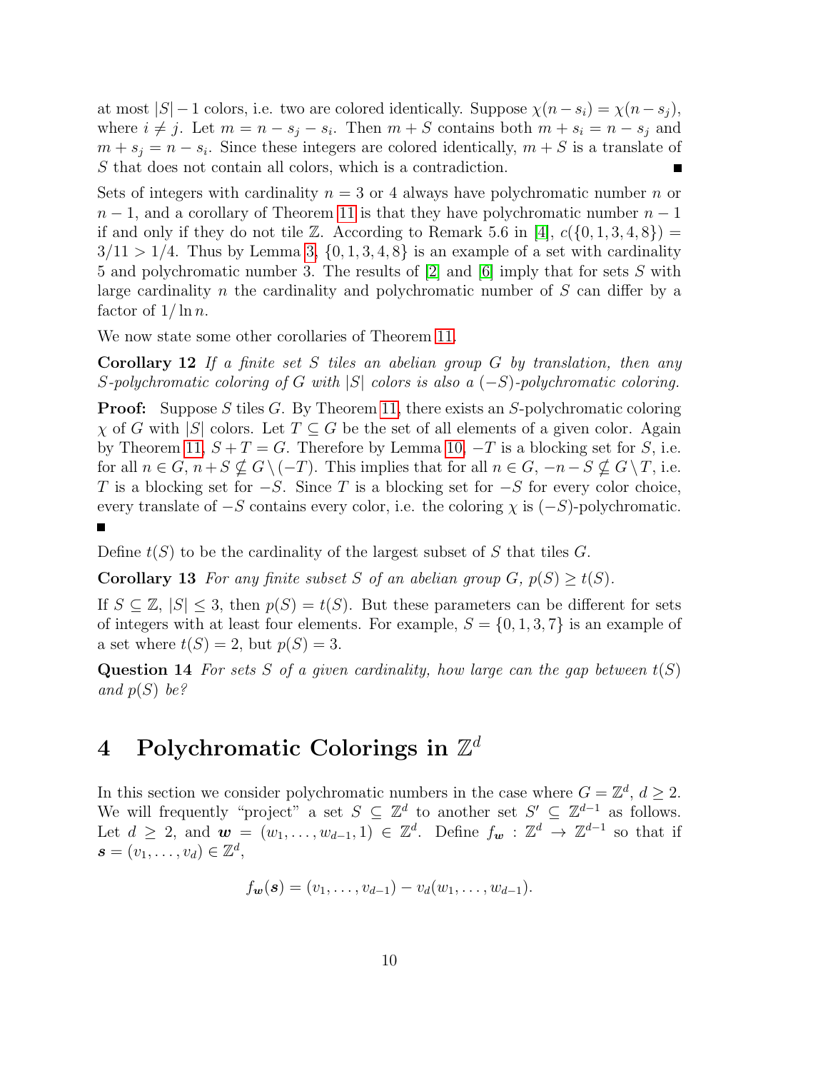at most $|S|-1$ colors, i.e. two are colored identically. Suppose $\chi(n-s_i) = \chi(n-s_j)$, where $i \neq j$. Let $m = n - s_j - s_i$. Then $m + S$ contains both $m + s_i = n - s_j$ and $m + s_j = n - s_i$. Since these integers are colored identically, $m + S$ is a translate of $S$ that does not contain all colors, which is a contradiction. ■

Sets of integers with cardinality $n = 3$ or 4 always have polychromatic number $n$ or $n-1$, and a corollary of Theorem 11 is that they have polychromatic number $n-1$ if and only if they do not tile $\mathbb{Z}$. According to Remark 5.6 in [4], $c(\{0, 1, 3, 4, 8\}) = 3/11 > 1/4$. Thus by Lemma 3, $\{0, 1, 3, 4, 8\}$ is an example of a set with cardinality 5 and polychromatic number 3. The results of [2] and [6] imply that for sets $S$ with large cardinality $n$ the cardinality and polychromatic number of $S$ can differ by a factor of $1/\ln n$.

We now state some other corollaries of Theorem 11.

**Corollary 12** *If a finite set $S$ tiles an abelian group $G$ by translation, then any $S$-polychromatic coloring of $G$ with $|S|$ colors is also a $(-S)$-polychromatic coloring.*

**Proof:** Suppose $S$ tiles $G$. By Theorem 11, there exists an $S$-polychromatic coloring $\chi$ of $G$ with $|S|$ colors. Let $T \subseteq G$ be the set of all elements of a given color. Again by Theorem 11, $S + T = G$. Therefore by Lemma 10, $-T$ is a blocking set for $S$, i.e. for all $n \in G$, $n + S \nsubseteq G \setminus (-T)$. This implies that for all $n \in G$, $-n - S \nsubseteq G \setminus T$, i.e. $T$ is a blocking set for $-S$. Since $T$ is a blocking set for $-S$ for every color choice, every translate of $-S$ contains every color, i.e. the coloring $\chi$ is $(-S)$-polychromatic. ■

Define $t(S)$ to be the cardinality of the largest subset of $S$ that tiles $G$.

**Corollary 13** *For any finite subset $S$ of an abelian group $G$, $p(S) \geq t(S)$.*

If $S \subseteq \mathbb{Z}$, $|S| \leq 3$, then $p(S) = t(S)$. But these parameters can be different for sets of integers with at least four elements. For example, $S = \{0, 1, 3, 7\}$ is an example of a set where $t(S) = 2$, but $p(S) = 3$.

**Question 14** *For sets $S$ of a given cardinality, how large can the gap between $t(S)$ and $p(S)$ be?*

# 4 Polychromatic Colorings in $\mathbb{Z}^d$

In this section we consider polychromatic numbers in the case where $G = \mathbb{Z}^d$, $d \geq 2$. We will frequently "project" a set $S \subseteq \mathbb{Z}^d$ to another set $S' \subseteq \mathbb{Z}^{d-1}$ as follows. Let $d \geq 2$, and $\boldsymbol{w} = (w_1, \ldots, w_{d-1}, 1) \in \mathbb{Z}^d$. Define $f_{\boldsymbol{w}} : \mathbb{Z}^d \to \mathbb{Z}^{d-1}$ so that if $\boldsymbol{s} = (v_1, \ldots, v_d) \in \mathbb{Z}^d$,

$$f_{\boldsymbol{w}}(\boldsymbol{s}) = (v_1, \ldots, v_{d-1}) - v_d(w_1, \ldots, w_{d-1}).$$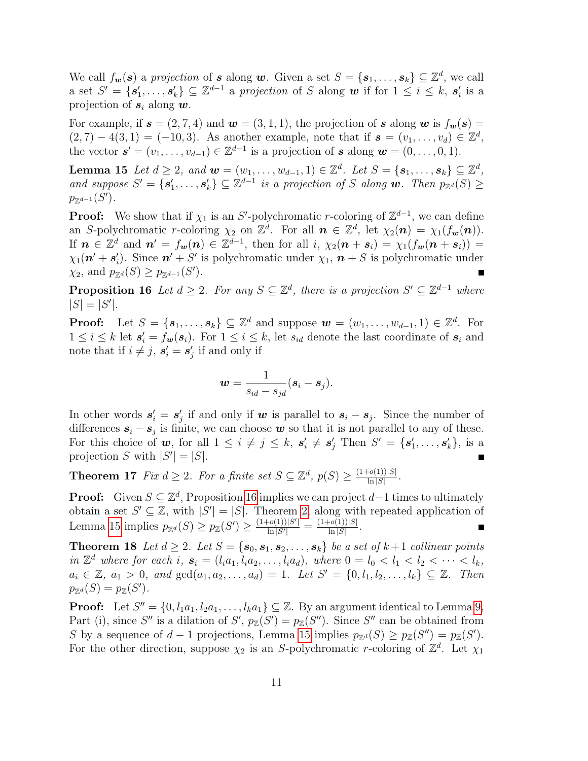We call $f_{\boldsymbol{w}}(\boldsymbol{s})$ a *projection* of $\boldsymbol{s}$ along $\boldsymbol{w}$. Given a set $S = \{\boldsymbol{s}_1, \ldots, \boldsymbol{s}_k\} \subseteq \mathbb{Z}^d$, we call a set $S' = \{\boldsymbol{s}'_1, \ldots, \boldsymbol{s}'_k\} \subseteq \mathbb{Z}^{d-1}$ a *projection* of $S$ along $\boldsymbol{w}$ if for $1 \leq i \leq k$, $\boldsymbol{s}'_i$ is a projection of $\boldsymbol{s}_i$ along $\boldsymbol{w}$.

For example, if $\boldsymbol{s} = (2, 7, 4)$ and $\boldsymbol{w} = (3, 1, 1)$, the projection of $\boldsymbol{s}$ along $\boldsymbol{w}$ is $f_{\boldsymbol{w}}(\boldsymbol{s}) = (2, 7) - 4(3, 1) = (-10, 3)$. As another example, note that if $\boldsymbol{s} = (v_1, \ldots, v_d) \in \mathbb{Z}^d$, the vector $\boldsymbol{s}' = (v_1, \ldots, v_{d-1}) \in \mathbb{Z}^{d-1}$ is a projection of $\boldsymbol{s}$ along $\boldsymbol{w} = (0, \ldots, 0, 1)$.

**Lemma 15** *Let $d \geq 2$, and $\boldsymbol{w} = (w_1, \ldots, w_{d-1}, 1) \in \mathbb{Z}^d$. Let $S = \{\boldsymbol{s}_1, \ldots, \boldsymbol{s}_k\} \subseteq \mathbb{Z}^d$, and suppose $S' = \{\boldsymbol{s}'_1, \ldots, \boldsymbol{s}'_k\} \subseteq \mathbb{Z}^{d-1}$ is a projection of $S$ along $\boldsymbol{w}$. Then $p_{\mathbb{Z}^d}(S) \geq p_{\mathbb{Z}^{d-1}}(S')$.*

**Proof:** We show that if $\chi_1$ is an $S'$-polychromatic $r$-coloring of $\mathbb{Z}^{d-1}$, we can define an $S$-polychromatic $r$-coloring $\chi_2$ on $\mathbb{Z}^d$. For all $\boldsymbol{n} \in \mathbb{Z}^d$, let $\chi_2(\boldsymbol{n}) = \chi_1(f_{\boldsymbol{w}}(\boldsymbol{n}))$. If $\boldsymbol{n} \in \mathbb{Z}^d$ and $\boldsymbol{n}' = f_{\boldsymbol{w}}(\boldsymbol{n}) \in \mathbb{Z}^{d-1}$, then for all $i$, $\chi_2(\boldsymbol{n} + \boldsymbol{s}_i) = \chi_1(f_{\boldsymbol{w}}(\boldsymbol{n} + \boldsymbol{s}_i)) = \chi_1(\boldsymbol{n}' + \boldsymbol{s}'_i)$. Since $\boldsymbol{n}' + S'$ is polychromatic under $\chi_1$, $\boldsymbol{n} + S$ is polychromatic under $\chi_2$, and $p_{\mathbb{Z}^d}(S) \geq p_{\mathbb{Z}^{d-1}}(S')$. ∎

**Proposition 16** *Let $d \geq 2$. For any $S \subseteq \mathbb{Z}^d$, there is a projection $S' \subseteq \mathbb{Z}^{d-1}$ where $|S| = |S'|$.*

**Proof:** Let $S = \{\boldsymbol{s}_1, \ldots, \boldsymbol{s}_k\} \subseteq \mathbb{Z}^d$ and suppose $\boldsymbol{w} = (w_1, \ldots, w_{d-1}, 1) \in \mathbb{Z}^d$. For $1 \leq i \leq k$ let $\boldsymbol{s}'_i = f_{\boldsymbol{w}}(\boldsymbol{s}_i)$. For $1 \leq i \leq k$, let $s_{id}$ denote the last coordinate of $\boldsymbol{s}_i$ and note that if $i \neq j$, $\boldsymbol{s}'_i = \boldsymbol{s}'_j$ if and only if

$$\boldsymbol{w} = \frac{1}{s_{id} - s_{jd}}(\boldsymbol{s}_i - \boldsymbol{s}_j).$$

In other words $\boldsymbol{s}'_i = \boldsymbol{s}'_j$ if and only if $\boldsymbol{w}$ is parallel to $\boldsymbol{s}_i - \boldsymbol{s}_j$. Since the number of differences $\boldsymbol{s}_i - \boldsymbol{s}_j$ is finite, we can choose $\boldsymbol{w}$ so that it is not parallel to any of these. For this choice of $\boldsymbol{w}$, for all $1 \leq i \neq j \leq k$, $\boldsymbol{s}'_i \neq \boldsymbol{s}'_j$ Then $S' = \{\boldsymbol{s}'_1, \ldots, \boldsymbol{s}'_k\}$, is a projection $S$ with $|S'| = |S|$. ∎

**Theorem 17** *Fix $d \geq 2$. For a finite set $S \subseteq \mathbb{Z}^d$, $p(S) \geq \frac{(1+o(1))|S|}{\ln |S|}$.*

**Proof:** Given $S \subseteq \mathbb{Z}^d$, Proposition 16 implies we can project $d-1$ times to ultimately obtain a set $S' \subseteq \mathbb{Z}$, with $|S'| = |S|$. Theorem 2, along with repeated application of Lemma 15 implies $p_{\mathbb{Z}^d}(S) \geq p_{\mathbb{Z}}(S') \geq \frac{(1+o(1))|S'|}{\ln |S'|} = \frac{(1+o(1))|S|}{\ln |S|}$. ∎

**Theorem 18** *Let $d \geq 2$. Let $S = \{\boldsymbol{s}_0, \boldsymbol{s}_1, \boldsymbol{s}_2, \ldots, \boldsymbol{s}_k\}$ be a set of $k+1$ collinear points in $\mathbb{Z}^d$ where for each $i$, $\boldsymbol{s}_i = (l_i a_1, l_i a_2, \ldots, l_i a_d)$, where $0 = l_0 < l_1 < l_2 < \cdots < l_k$, $a_i \in \mathbb{Z}$, $a_1 > 0$, and $\gcd(a_1, a_2, \ldots, a_d) = 1$. Let $S' = \{0, l_1, l_2, \ldots, l_k\} \subseteq \mathbb{Z}$. Then $p_{\mathbb{Z}^d}(S) = p_{\mathbb{Z}}(S')$.*

**Proof:** Let $S'' = \{0, l_1 a_1, l_2 a_1, \ldots, l_k a_1\} \subseteq \mathbb{Z}$. By an argument identical to Lemma 9, Part (i), since $S''$ is a dilation of $S'$, $p_{\mathbb{Z}}(S') = p_{\mathbb{Z}}(S'')$. Since $S''$ can be obtained from $S$ by a sequence of $d-1$ projections, Lemma 15 implies $p_{\mathbb{Z}^d}(S) \geq p_{\mathbb{Z}}(S'') = p_{\mathbb{Z}}(S')$. For the other direction, suppose $\chi_2$ is an $S$-polychromatic $r$-coloring of $\mathbb{Z}^d$. Let $\chi_1$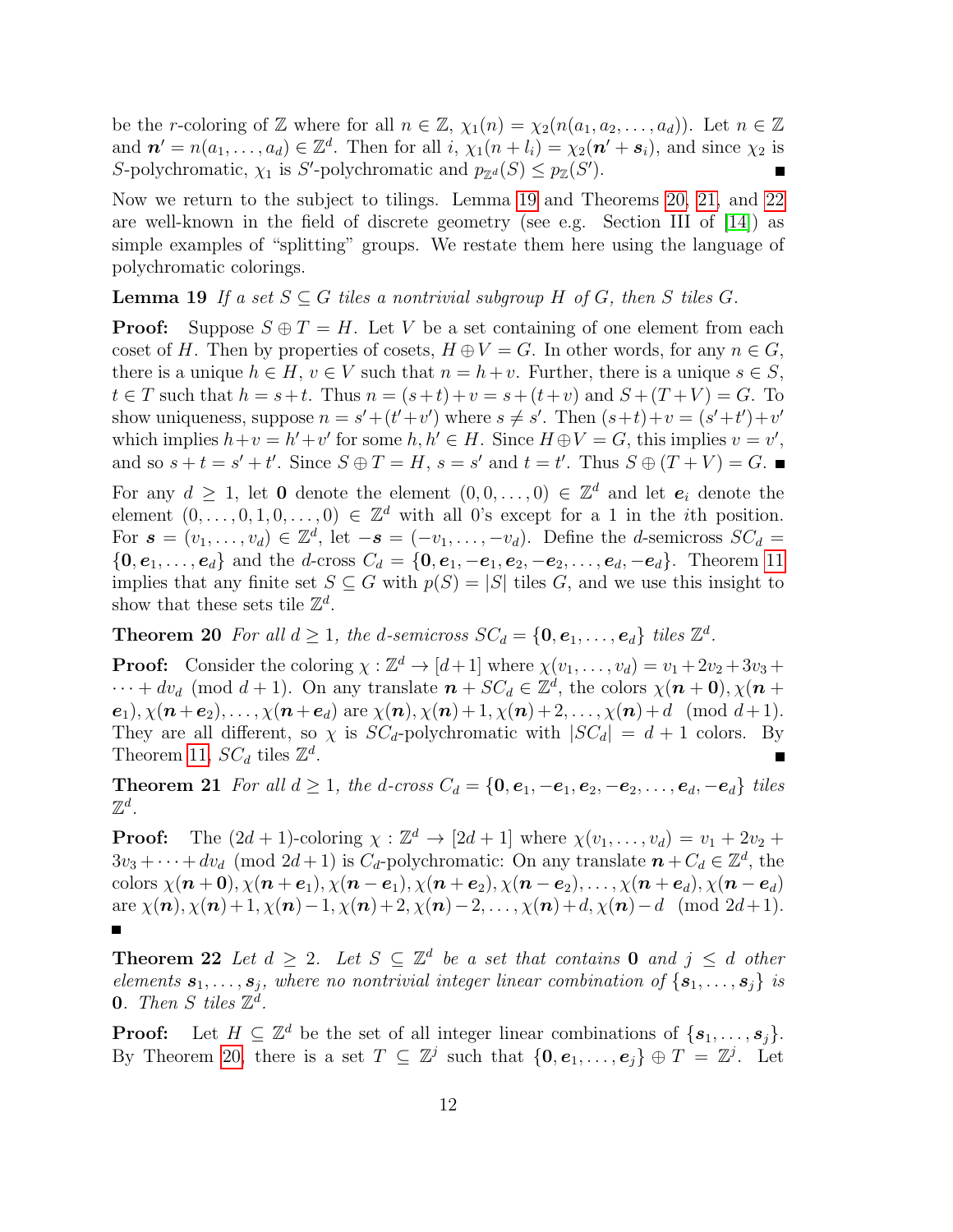be the $r$-coloring of $\mathbb{Z}$ where for all $n \in \mathbb{Z}$, $\chi_1(n) = \chi_2(n(a_1, a_2, \ldots, a_d))$. Let $n \in \mathbb{Z}$ and $\boldsymbol{n'} = n(a_1, \ldots, a_d) \in \mathbb{Z}^d$. Then for all $i$, $\chi_1(n + l_i) = \chi_2(\boldsymbol{n'} + \boldsymbol{s}_i)$, and since $\chi_2$ is $S$-polychromatic, $\chi_1$ is $S'$-polychromatic and $p_{\mathbb{Z}^d}(S) \leq p_{\mathbb{Z}}(S')$. ∎

Now we return to the subject to tilings. Lemma 19 and Theorems 20, 21, and 22 are well-known in the field of discrete geometry (see e.g. Section III of [14]) as simple examples of "splitting" groups. We restate them here using the language of polychromatic colorings.

**Lemma 19** *If a set $S \subseteq G$ tiles a nontrivial subgroup $H$ of $G$, then $S$ tiles $G$.*

**Proof:** Suppose $S \oplus T = H$. Let $V$ be a set containing of one element from each coset of $H$. Then by properties of cosets, $H \oplus V = G$. In other words, for any $n \in G$, there is a unique $h \in H$, $v \in V$ such that $n = h + v$. Further, there is a unique $s \in S$, $t \in T$ such that $h = s + t$. Thus $n = (s+t)+v = s+(t+v)$ and $S+(T+V) = G$. To show uniqueness, suppose $n = s' + (t' + v')$ where $s \neq s'$. Then $(s+t)+v = (s'+t')+v'$ which implies $h+v = h'+v'$ for some $h, h' \in H$. Since $H \oplus V = G$, this implies $v = v'$, and so $s+t = s'+t'$. Since $S \oplus T = H$, $s = s'$ and $t = t'$. Thus $S \oplus (T+V) = G$. ∎

For any $d \geq 1$, let $\mathbf{0}$ denote the element $(0, 0, \ldots, 0) \in \mathbb{Z}^d$ and let $\boldsymbol{e}_i$ denote the element $(0, \ldots, 0, 1, 0, \ldots, 0) \in \mathbb{Z}^d$ with all 0's except for a 1 in the $i$th position. For $\boldsymbol{s} = (v_1, \ldots, v_d) \in \mathbb{Z}^d$, let $-\boldsymbol{s} = (-v_1, \ldots, -v_d)$. Define the $d$-semicross $SC_d = \{\mathbf{0}, \boldsymbol{e}_1, \ldots, \boldsymbol{e}_d\}$ and the $d$-cross $C_d = \{\mathbf{0}, \boldsymbol{e}_1, -\boldsymbol{e}_1, \boldsymbol{e}_2, -\boldsymbol{e}_2, \ldots, \boldsymbol{e}_d, -\boldsymbol{e}_d\}$. Theorem 11 implies that any finite set $S \subseteq G$ with $p(S) = |S|$ tiles $G$, and we use this insight to show that these sets tile $\mathbb{Z}^d$.

**Theorem 20** *For all $d \geq 1$, the $d$-semicross $SC_d = \{\mathbf{0}, \boldsymbol{e}_1, \ldots, \boldsymbol{e}_d\}$ tiles $\mathbb{Z}^d$.*

**Proof:** Consider the coloring $\chi : \mathbb{Z}^d \to [d+1]$ where $\chi(v_1, \ldots, v_d) = v_1 + 2v_2 + 3v_3 + \cdots + dv_d \pmod{d+1}$. On any translate $\boldsymbol{n} + SC_d \in \mathbb{Z}^d$, the colors $\chi(\boldsymbol{n}+\mathbf{0}), \chi(\boldsymbol{n}+\boldsymbol{e}_1), \chi(\boldsymbol{n}+\boldsymbol{e}_2), \ldots, \chi(\boldsymbol{n}+\boldsymbol{e}_d)$ are $\chi(\boldsymbol{n}), \chi(\boldsymbol{n})+1, \chi(\boldsymbol{n})+2, \ldots, \chi(\boldsymbol{n})+d \pmod{d+1}$. They are all different, so $\chi$ is $SC_d$-polychromatic with $|SC_d| = d+1$ colors. By Theorem 11, $SC_d$ tiles $\mathbb{Z}^d$. ∎

**Theorem 21** *For all $d \geq 1$, the $d$-cross $C_d = \{\mathbf{0}, \boldsymbol{e}_1, -\boldsymbol{e}_1, \boldsymbol{e}_2, -\boldsymbol{e}_2, \ldots, \boldsymbol{e}_d, -\boldsymbol{e}_d\}$ tiles $\mathbb{Z}^d$.*

**Proof:** The $(2d+1)$-coloring $\chi : \mathbb{Z}^d \to [2d+1]$ where $\chi(v_1, \ldots, v_d) = v_1 + 2v_2 + 3v_3 + \cdots + dv_d \pmod{2d+1}$ is $C_d$-polychromatic: On any translate $\boldsymbol{n} + C_d \in \mathbb{Z}^d$, the colors $\chi(\boldsymbol{n}+\mathbf{0}), \chi(\boldsymbol{n}+\boldsymbol{e}_1), \chi(\boldsymbol{n}-\boldsymbol{e}_1), \chi(\boldsymbol{n}+\boldsymbol{e}_2), \chi(\boldsymbol{n}-\boldsymbol{e}_2), \ldots, \chi(\boldsymbol{n}+\boldsymbol{e}_d), \chi(\boldsymbol{n}-\boldsymbol{e}_d)$ are $\chi(\boldsymbol{n}), \chi(\boldsymbol{n})+1, \chi(\boldsymbol{n})-1, \chi(\boldsymbol{n})+2, \chi(\boldsymbol{n})-2, \ldots, \chi(\boldsymbol{n})+d, \chi(\boldsymbol{n})-d \pmod{2d+1}$. ∎

**Theorem 22** *Let $d \geq 2$. Let $S \subseteq \mathbb{Z}^d$ be a set that contains $\mathbf{0}$ and $j \leq d$ other elements $\boldsymbol{s}_1, \ldots, \boldsymbol{s}_j$, where no nontrivial integer linear combination of $\{\boldsymbol{s}_1, \ldots, \boldsymbol{s}_j\}$ is $\mathbf{0}$. Then $S$ tiles $\mathbb{Z}^d$.*

**Proof:** Let $H \subseteq \mathbb{Z}^d$ be the set of all integer linear combinations of $\{\boldsymbol{s}_1, \ldots, \boldsymbol{s}_j\}$. By Theorem 20, there is a set $T \subseteq \mathbb{Z}^j$ such that $\{\mathbf{0}, \boldsymbol{e}_1, \ldots, \boldsymbol{e}_j\} \oplus T = \mathbb{Z}^j$. Let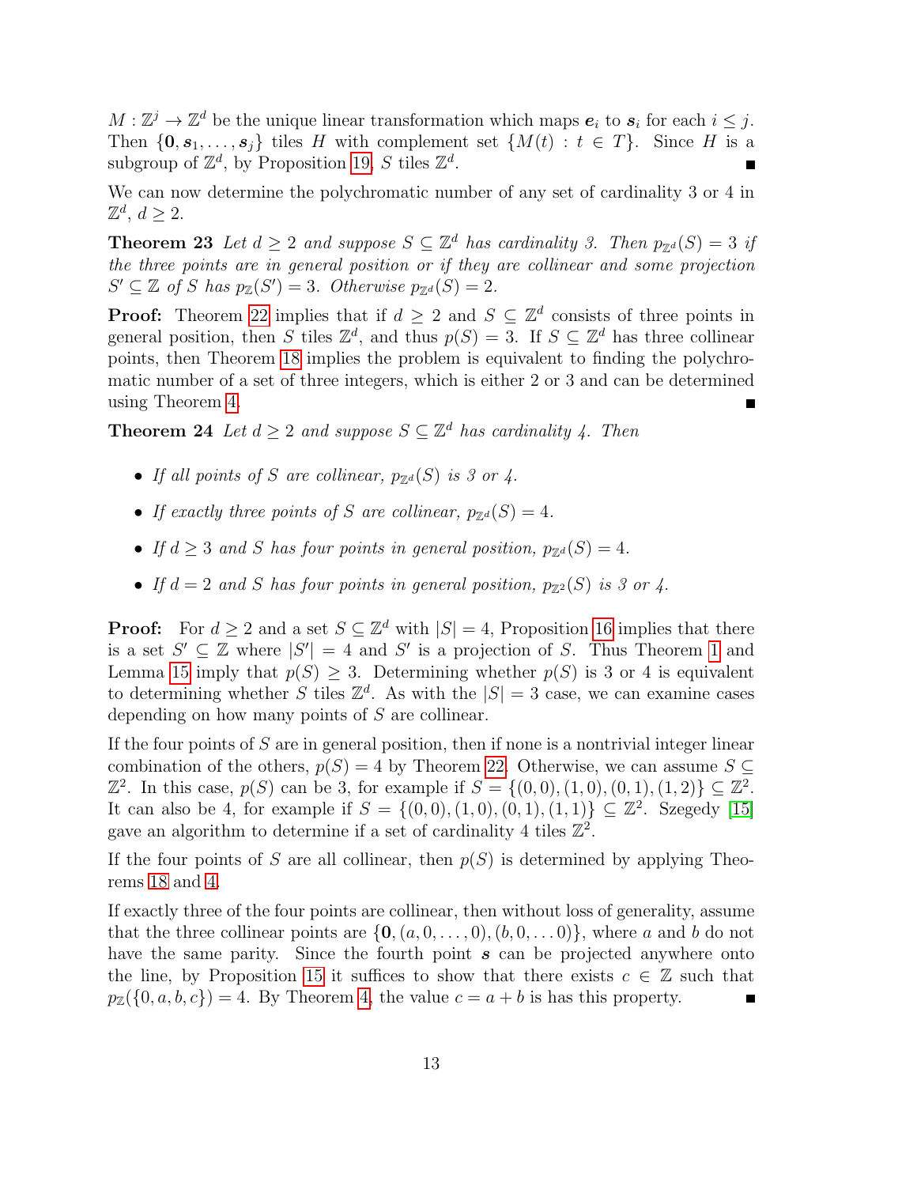$M : \mathbb{Z}^j \to \mathbb{Z}^d$ be the unique linear transformation which maps $\boldsymbol{e}_i$ to $\boldsymbol{s}_i$ for each $i \leq j$. Then $\{\mathbf{0}, \boldsymbol{s}_1, \ldots, \boldsymbol{s}_j\}$ tiles $H$ with complement set $\{M(t) : t \in T\}$. Since $H$ is a subgroup of $\mathbb{Z}^d$, by Proposition 19, $S$ tiles $\mathbb{Z}^d$. ■

We can now determine the polychromatic number of any set of cardinality 3 or 4 in $\mathbb{Z}^d$, $d \geq 2$.

**Theorem 23** *Let $d \geq 2$ and suppose $S \subseteq \mathbb{Z}^d$ has cardinality 3. Then $p_{\mathbb{Z}^d}(S) = 3$ if the three points are in general position or if they are collinear and some projection $S' \subseteq \mathbb{Z}$ of $S$ has $p_{\mathbb{Z}}(S') = 3$. Otherwise $p_{\mathbb{Z}^d}(S) = 2$.*

**Proof:** Theorem 22 implies that if $d \geq 2$ and $S \subseteq \mathbb{Z}^d$ consists of three points in general position, then $S$ tiles $\mathbb{Z}^d$, and thus $p(S) = 3$. If $S \subseteq \mathbb{Z}^d$ has three collinear points, then Theorem 18 implies the problem is equivalent to finding the polychromatic number of a set of three integers, which is either 2 or 3 and can be determined using Theorem 4. ■

**Theorem 24** *Let $d \geq 2$ and suppose $S \subseteq \mathbb{Z}^d$ has cardinality 4. Then*

- *If all points of $S$ are collinear, $p_{\mathbb{Z}^d}(S)$ is 3 or 4.*
- *If exactly three points of $S$ are collinear, $p_{\mathbb{Z}^d}(S) = 4$.*
- *If $d \geq 3$ and $S$ has four points in general position, $p_{\mathbb{Z}^d}(S) = 4$.*
- *If $d = 2$ and $S$ has four points in general position, $p_{\mathbb{Z}^2}(S)$ is 3 or 4.*

**Proof:** For $d \geq 2$ and a set $S \subseteq \mathbb{Z}^d$ with $|S| = 4$, Proposition 16 implies that there is a set $S' \subseteq \mathbb{Z}$ where $|S'| = 4$ and $S'$ is a projection of $S$. Thus Theorem 1 and Lemma 15 imply that $p(S) \geq 3$. Determining whether $p(S)$ is 3 or 4 is equivalent to determining whether $S$ tiles $\mathbb{Z}^d$. As with the $|S| = 3$ case, we can examine cases depending on how many points of $S$ are collinear.

If the four points of $S$ are in general position, then if none is a nontrivial integer linear combination of the others, $p(S) = 4$ by Theorem 22. Otherwise, we can assume $S \subseteq \mathbb{Z}^2$. In this case, $p(S)$ can be 3, for example if $S = \{(0,0), (1,0), (0,1), (1,2)\} \subseteq \mathbb{Z}^2$. It can also be 4, for example if $S = \{(0,0), (1,0), (0,1), (1,1)\} \subseteq \mathbb{Z}^2$. Szegedy [15] gave an algorithm to determine if a set of cardinality 4 tiles $\mathbb{Z}^2$.

If the four points of $S$ are all collinear, then $p(S)$ is determined by applying Theorems 18 and 4.

If exactly three of the four points are collinear, then without loss of generality, assume that the three collinear points are $\{\mathbf{0}, (a, 0, \ldots, 0), (b, 0, \ldots 0)\}$, where $a$ and $b$ do not have the same parity. Since the fourth point $\boldsymbol{s}$ can be projected anywhere onto the line, by Proposition 15 it suffices to show that there exists $c \in \mathbb{Z}$ such that $p_{\mathbb{Z}}(\{0, a, b, c\}) = 4$. By Theorem 4, the value $c = a + b$ is has this property. ■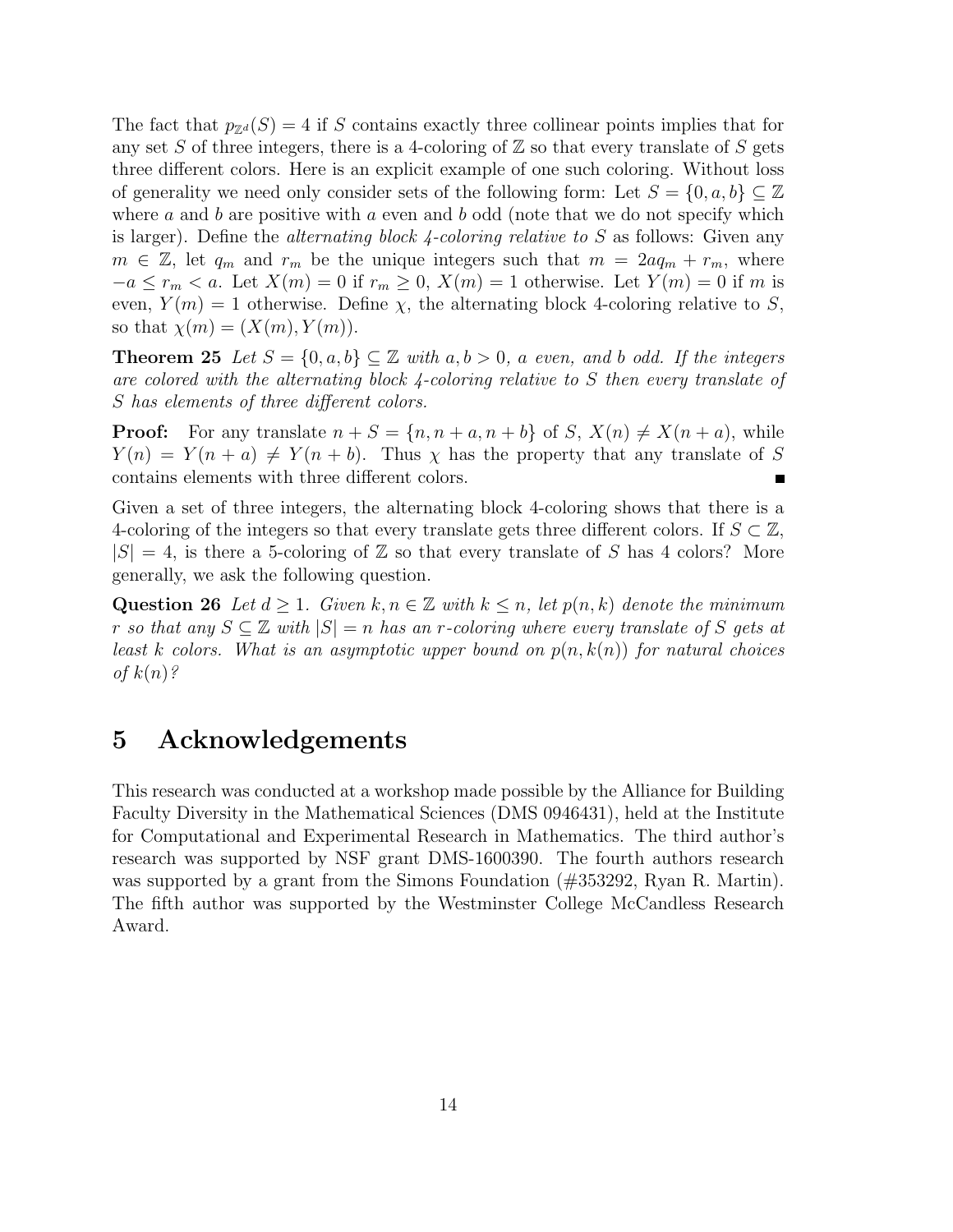The fact that $p_{\mathbb{Z}^d}(S) = 4$ if $S$ contains exactly three collinear points implies that for any set $S$ of three integers, there is a 4-coloring of $\mathbb{Z}$ so that every translate of $S$ gets three different colors. Here is an explicit example of one such coloring. Without loss of generality we need only consider sets of the following form: Let $S = \{0, a, b\} \subseteq \mathbb{Z}$ where $a$ and $b$ are positive with $a$ even and $b$ odd (note that we do not specify which is larger). Define the *alternating block 4-coloring relative to* $S$ as follows: Given any $m \in \mathbb{Z}$, let $q_m$ and $r_m$ be the unique integers such that $m = 2aq_m + r_m$, where $-a \leq r_m < a$. Let $X(m) = 0$ if $r_m \geq 0$, $X(m) = 1$ otherwise. Let $Y(m) = 0$ if $m$ is even, $Y(m) = 1$ otherwise. Define $\chi$, the alternating block 4-coloring relative to $S$, so that $\chi(m) = (X(m), Y(m))$.

**Theorem 25** *Let $S = \{0, a, b\} \subseteq \mathbb{Z}$ with $a, b > 0$, $a$ even, and $b$ odd. If the integers are colored with the alternating block 4-coloring relative to $S$ then every translate of $S$ has elements of three different colors.*

**Proof:** For any translate $n + S = \{n, n + a, n + b\}$ of $S$, $X(n) \neq X(n + a)$, while $Y(n) = Y(n + a) \neq Y(n + b)$. Thus $\chi$ has the property that any translate of $S$ contains elements with three different colors. ∎

Given a set of three integers, the alternating block 4-coloring shows that there is a 4-coloring of the integers so that every translate gets three different colors. If $S \subset \mathbb{Z}$, $|S| = 4$, is there a 5-coloring of $\mathbb{Z}$ so that every translate of $S$ has 4 colors? More generally, we ask the following question.

**Question 26** *Let $d \geq 1$. Given $k, n \in \mathbb{Z}$ with $k \leq n$, let $p(n, k)$ denote the minimum $r$ so that any $S \subseteq \mathbb{Z}$ with $|S| = n$ has an $r$-coloring where every translate of $S$ gets at least $k$ colors. What is an asymptotic upper bound on $p(n, k(n))$ for natural choices of $k(n)$?*

## 5 Acknowledgements

This research was conducted at a workshop made possible by the Alliance for Building Faculty Diversity in the Mathematical Sciences (DMS 0946431), held at the Institute for Computational and Experimental Research in Mathematics. The third author's research was supported by NSF grant DMS-1600390. The fourth authors research was supported by a grant from the Simons Foundation (#353292, Ryan R. Martin). The fifth author was supported by the Westminster College McCandless Research Award.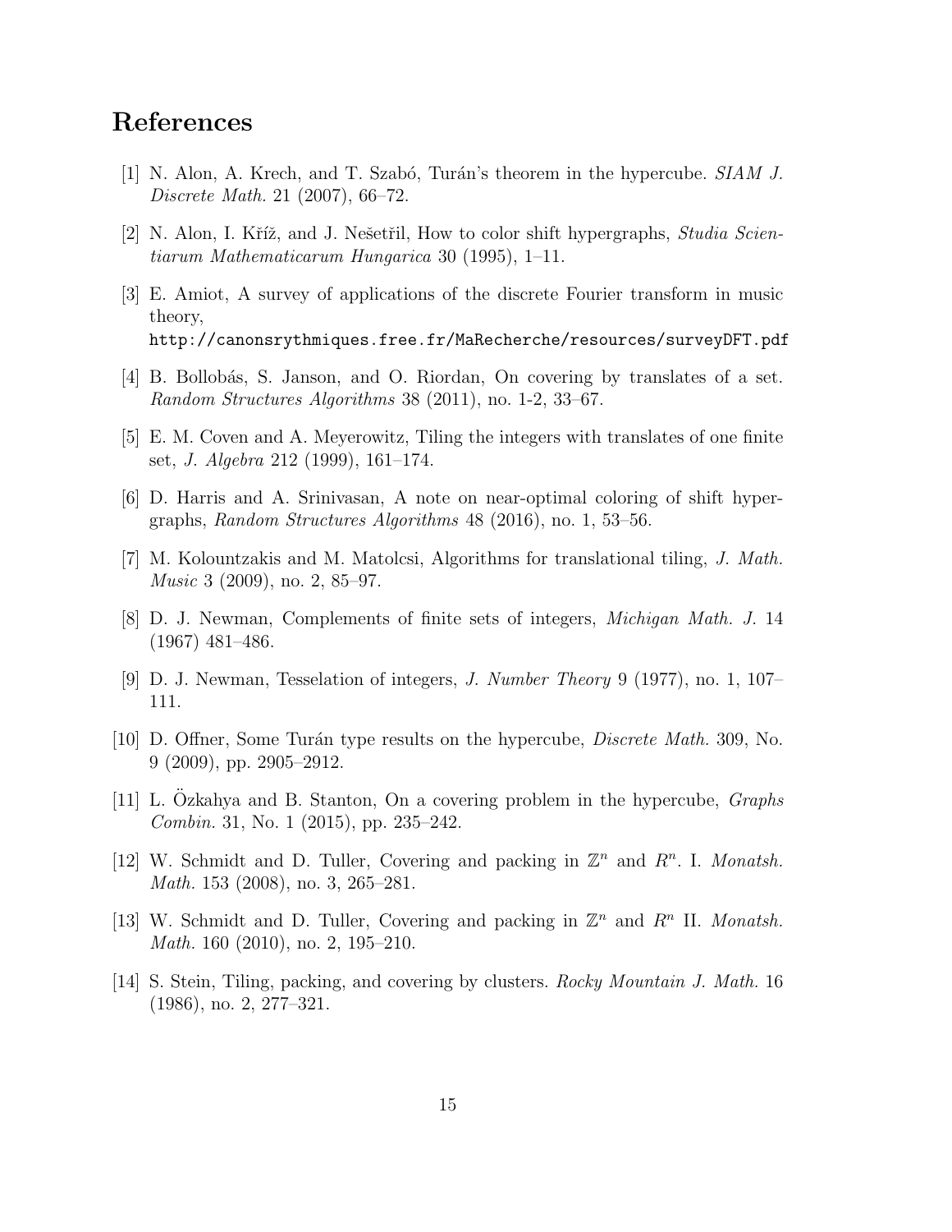## References

[1] N. Alon, A. Krech, and T. Szabó, Turán's theorem in the hypercube. *SIAM J. Discrete Math.* 21 (2007), 66–72.

[2] N. Alon, I. Kříž, and J. Nešetřil, How to color shift hypergraphs, *Studia Scientiarum Mathematicarum Hungarica* 30 (1995), 1–11.

[3] E. Amiot, A survey of applications of the discrete Fourier transform in music theory, `http://canonsrythmiques.free.fr/MaRecherche/resources/surveyDFT.pdf`

[4] B. Bollobás, S. Janson, and O. Riordan, On covering by translates of a set. *Random Structures Algorithms* 38 (2011), no. 1-2, 33–67.

[5] E. M. Coven and A. Meyerowitz, Tiling the integers with translates of one finite set, *J. Algebra* 212 (1999), 161–174.

[6] D. Harris and A. Srinivasan, A note on near-optimal coloring of shift hypergraphs, *Random Structures Algorithms* 48 (2016), no. 1, 53–56.

[7] M. Kolountzakis and M. Matolcsi, Algorithms for translational tiling, *J. Math. Music* 3 (2009), no. 2, 85–97.

[8] D. J. Newman, Complements of finite sets of integers, *Michigan Math. J.* 14 (1967) 481–486.

[9] D. J. Newman, Tesselation of integers, *J. Number Theory* 9 (1977), no. 1, 107–111.

[10] D. Offner, Some Turán type results on the hypercube, *Discrete Math.* 309, No. 9 (2009), pp. 2905–2912.

[11] L. Özkahya and B. Stanton, On a covering problem in the hypercube, *Graphs Combin.* 31, No. 1 (2015), pp. 235–242.

[12] W. Schmidt and D. Tuller, Covering and packing in $\mathbb{Z}^n$ and $R^n$. I. *Monatsh. Math.* 153 (2008), no. 3, 265–281.

[13] W. Schmidt and D. Tuller, Covering and packing in $\mathbb{Z}^n$ and $R^n$ II. *Monatsh. Math.* 160 (2010), no. 2, 195–210.

[14] S. Stein, Tiling, packing, and covering by clusters. *Rocky Mountain J. Math.* 16 (1986), no. 2, 277–321.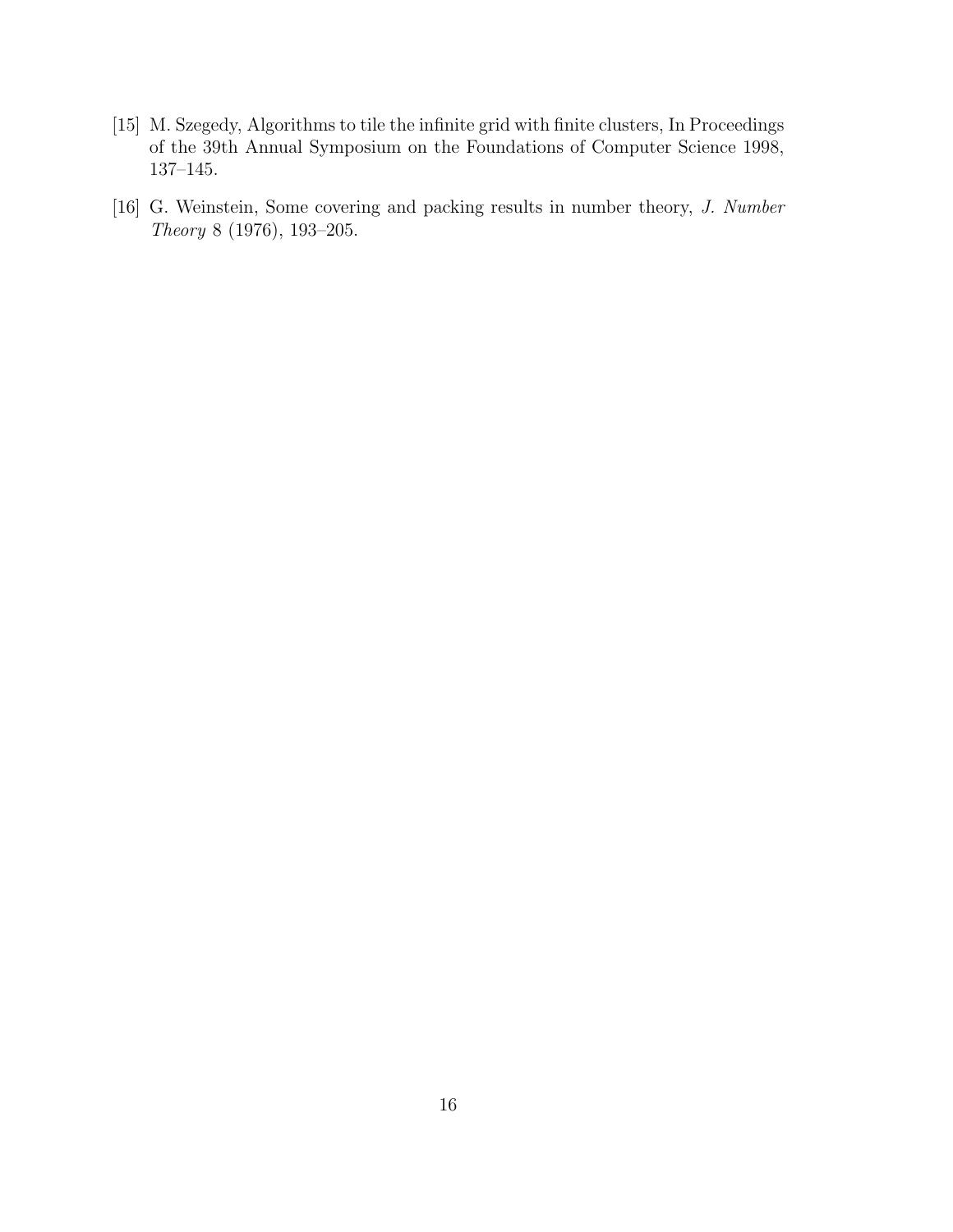[15] M. Szegedy, Algorithms to tile the infinite grid with finite clusters, In Proceedings of the 39th Annual Symposium on the Foundations of Computer Science 1998, 137–145.

[16] G. Weinstein, Some covering and packing results in number theory, *J. Number Theory* 8 (1976), 193–205.